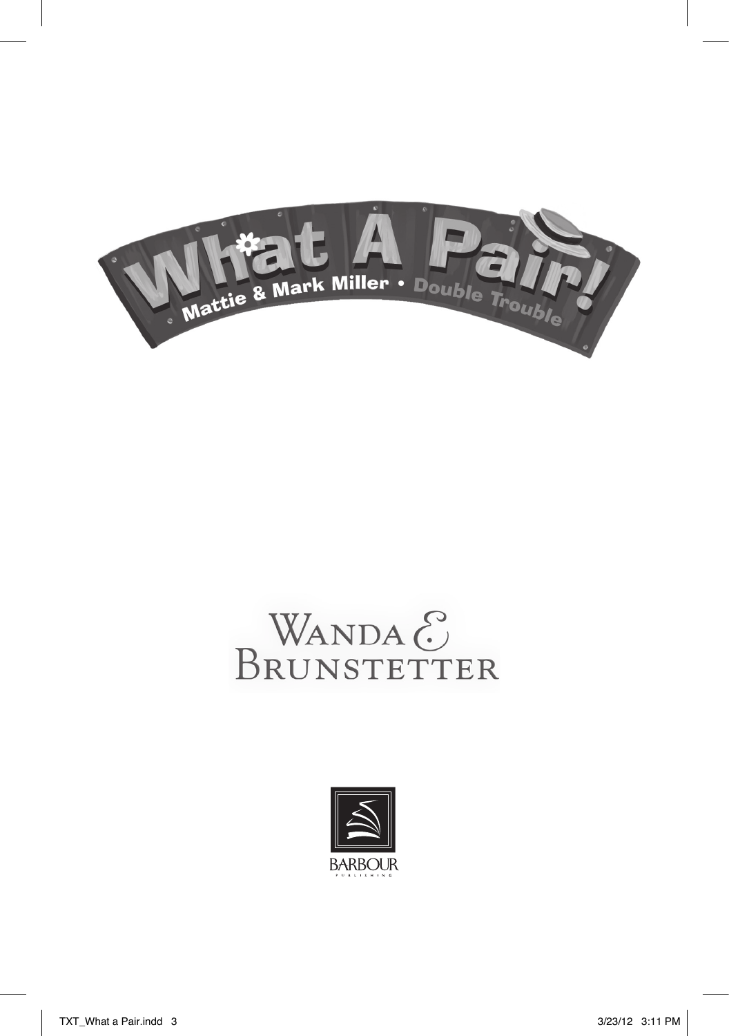# What A Pair!

**Mattie & Mark Miller • Double Trouble**

## Wanda E. Brunstetter

BARBOUR PUBLISHING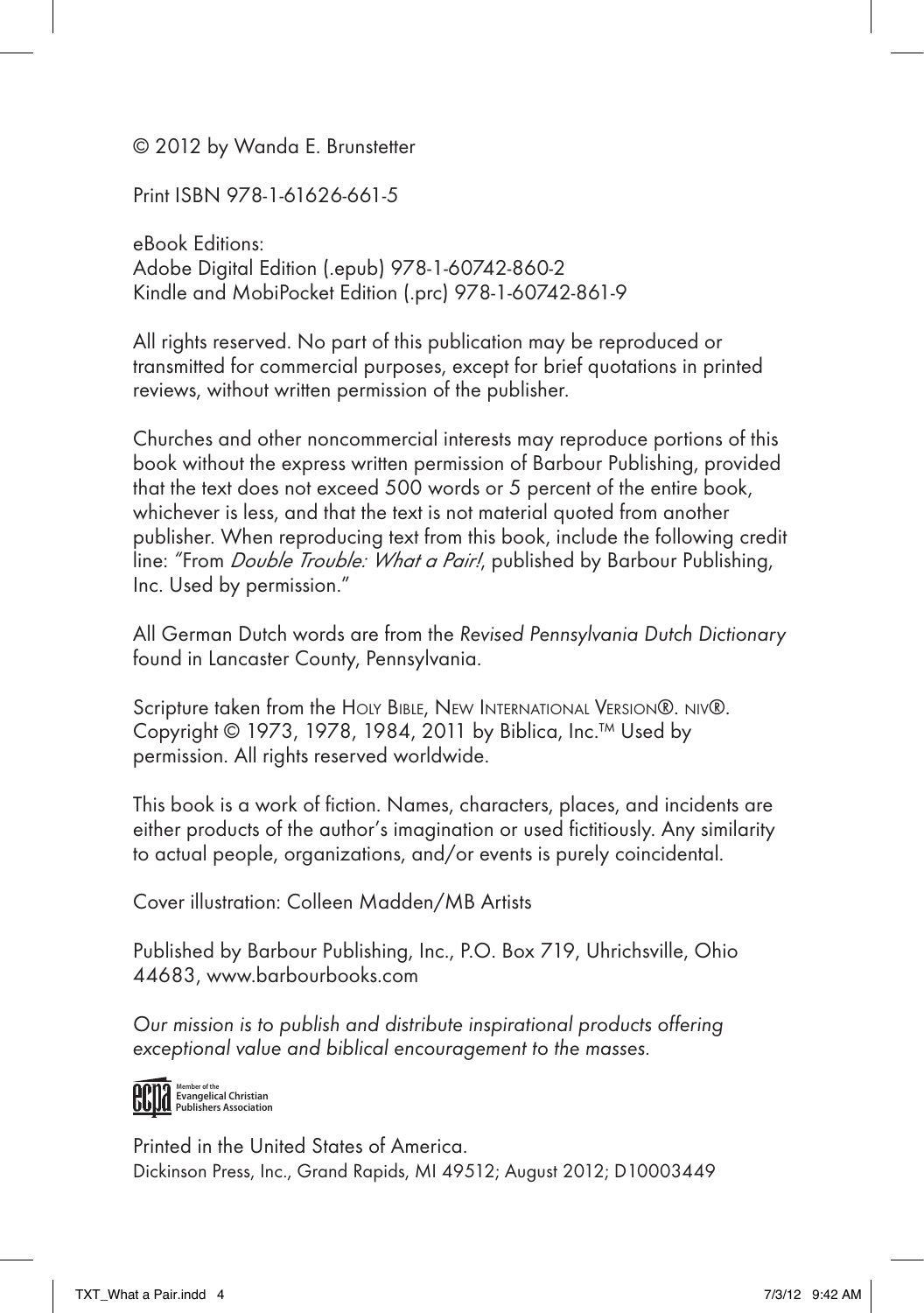© 2012 by Wanda E. Brunstetter

Print ISBN 978-1-61626-661-5

eBook Editions:
Adobe Digital Edition (.epub) 978-1-60742-860-2
Kindle and MobiPocket Edition (.prc) 978-1-60742-861-9

All rights reserved. No part of this publication may be reproduced or transmitted for commercial purposes, except for brief quotations in printed reviews, without written permission of the publisher.

Churches and other noncommercial interests may reproduce portions of this book without the express written permission of Barbour Publishing, provided that the text does not exceed 500 words or 5 percent of the entire book, whichever is less, and that the text is not material quoted from another publisher. When reproducing text from this book, include the following credit line: *"From Double Trouble: What a Pair!*, published by Barbour Publishing, Inc. Used by permission."

All German Dutch words are from the *Revised Pennsylvania Dutch Dictionary* found in Lancaster County, Pennsylvania.

Scripture taken from the Holy Bible, New International Version®. niv®. Copyright © 1973, 1978, 1984, 2011 by Biblica, Inc.™ Used by permission. All rights reserved worldwide.

This book is a work of fiction. Names, characters, places, and incidents are either products of the author's imagination or used fictitiously. Any similarity to actual people, organizations, and/or events is purely coincidental.

Cover illustration: Colleen Madden/MB Artists

Published by Barbour Publishing, Inc., P.O. Box 719, Uhrichsville, Ohio 44683, www.barbourbooks.com

*Our mission is to publish and distribute inspirational products offering exceptional value and biblical encouragement to the masses.*

ecpa Member of the Evangelical Christian Publishers Association

Printed in the United States of America.
Dickinson Press, Inc., Grand Rapids, MI 49512; August 2012; D10003449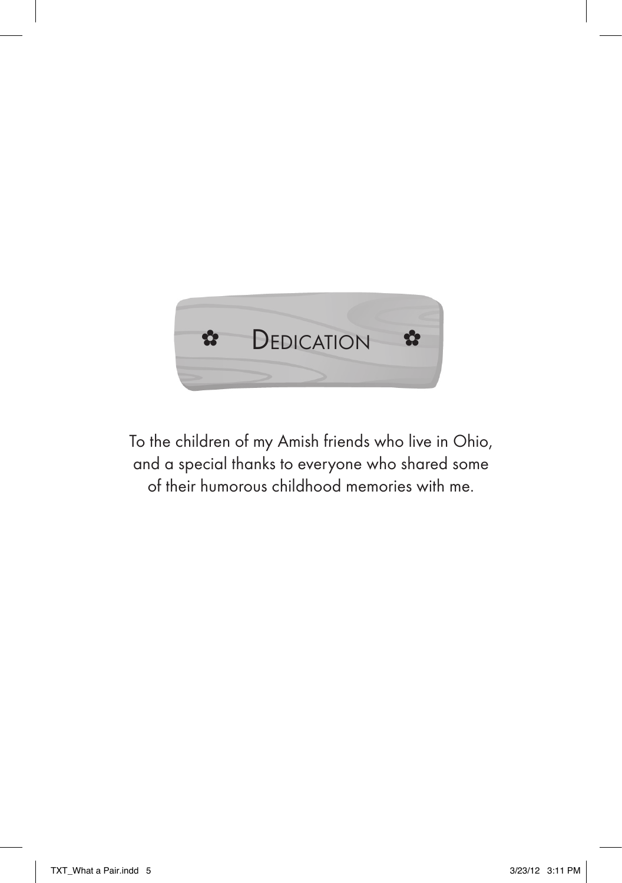# ✿ Dedication ✿

To the children of my Amish friends who live in Ohio, and a special thanks to everyone who shared some of their humorous childhood memories with me.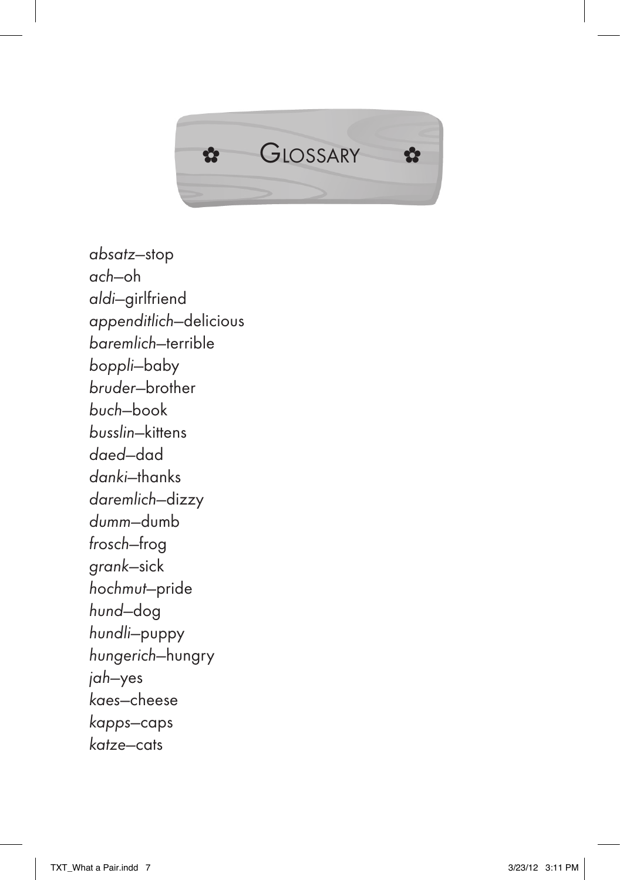# Glossary

*absatz*—stop
*ach*—oh
*aldi*—girlfriend
*appenditlich*—delicious
*baremlich*—terrible
*boppli*—baby
*bruder*—brother
*buch*—book
*busslin*—kittens
*daed*—dad
*danki*—thanks
*daremlich*—dizzy
*dumm*—dumb
*frosch*—frog
*grank*—sick
*hochmut*—pride
*hund*—dog
*hundli*—puppy
*hungerich*—hungry
*jah*—yes
*kaes*—cheese
*kapps*—caps
*katze*—cats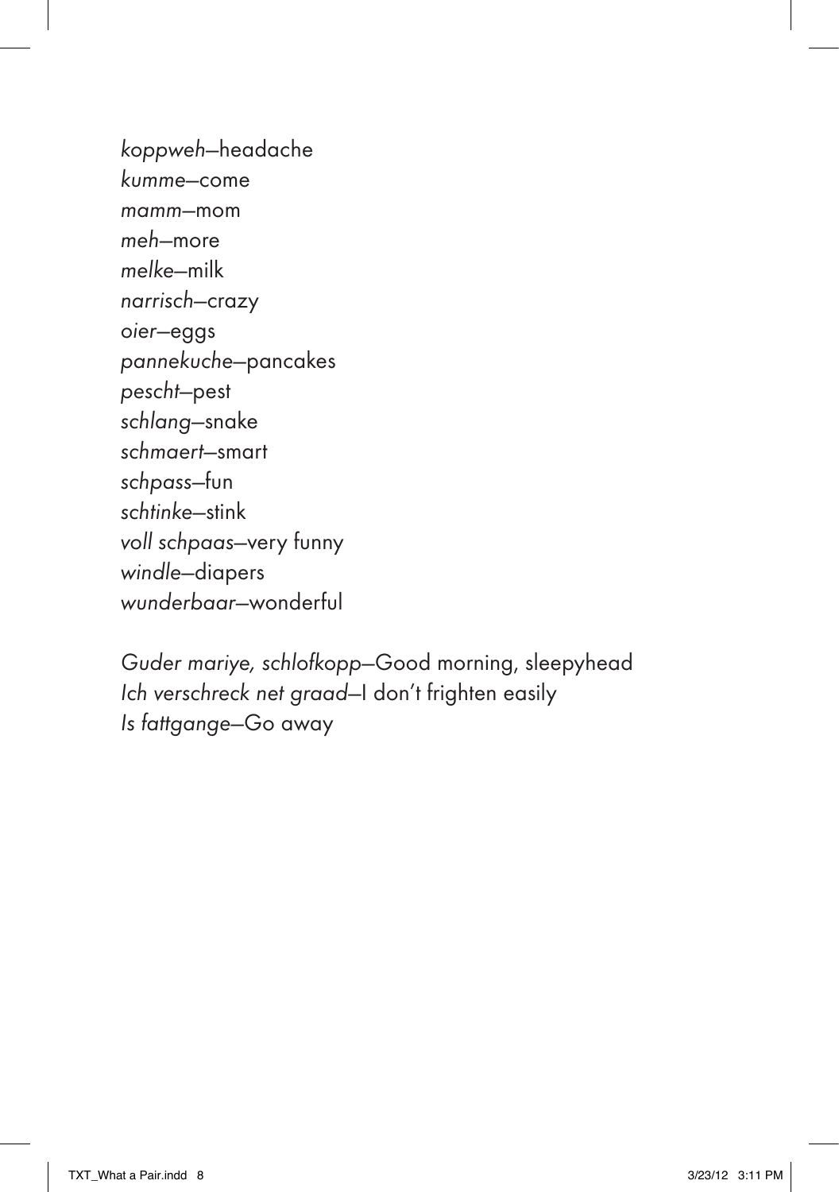*koppweh*—headache
*kumme*—come
*mamm*—mom
*meh*—more
*melke*—milk
*narrisch*—crazy
oier—eggs
*pannekuche*—pancakes
*pescht*—pest
*schlang*—snake
*schmaert*—smart
*schpass*—fun
*schtinke*—stink
*voll schpaas*—very funny
*windle*—diapers
*wunderbaar*—wonderful

*Guder mariye, schlofkopp*—Good morning, sleepyhead
*Ich verschreck net graad*—I don't frighten easily
*Is fattgange*—Go away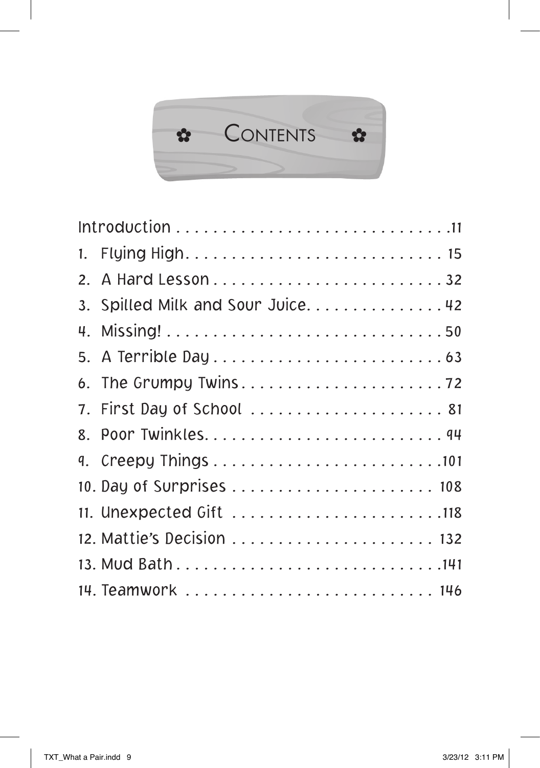# ✿ Contents ✿

Introduction . . . . . . . . . . . . . . . . . . . . . . . . . . . . . . .11

1. Flying High. . . . . . . . . . . . . . . . . . . . . . . . . . . . . 15
2. A Hard Lesson . . . . . . . . . . . . . . . . . . . . . . . . . . 32
3. Spilled Milk and Sour Juice. . . . . . . . . . . . . . . . 42
4. Missing! . . . . . . . . . . . . . . . . . . . . . . . . . . . . . . . . 50
5. A Terrible Day . . . . . . . . . . . . . . . . . . . . . . . . . . 63
6. The Grumpy Twins . . . . . . . . . . . . . . . . . . . . . . . 72
7. First Day of School . . . . . . . . . . . . . . . . . . . . . . 81
8. Poor Twinkles. . . . . . . . . . . . . . . . . . . . . . . . . . . 94
9. Creepy Things . . . . . . . . . . . . . . . . . . . . . . . . . .101
10. Day of Surprises . . . . . . . . . . . . . . . . . . . . . . . 108
11. Unexpected Gift . . . . . . . . . . . . . . . . . . . . . . . .118
12. Mattie's Decision . . . . . . . . . . . . . . . . . . . . . . . 132
13. Mud Bath . . . . . . . . . . . . . . . . . . . . . . . . . . . . .141
14. Teamwork . . . . . . . . . . . . . . . . . . . . . . . . . . . . 146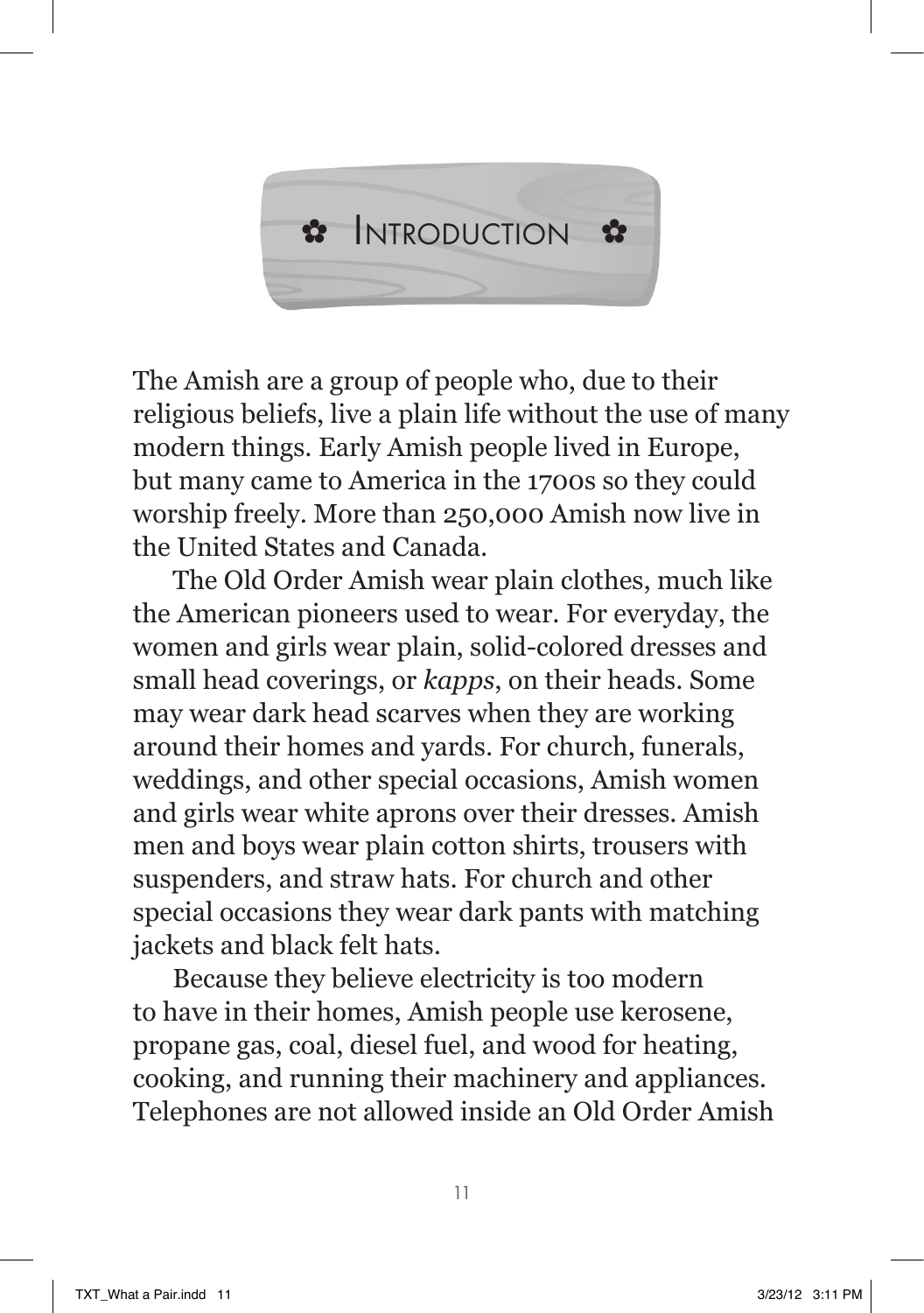# ✿ Introduction ✿

The Amish are a group of people who, due to their religious beliefs, live a plain life without the use of many modern things. Early Amish people lived in Europe, but many came to America in the 1700s so they could worship freely. More than 250,000 Amish now live in the United States and Canada.

The Old Order Amish wear plain clothes, much like the American pioneers used to wear. For everyday, the women and girls wear plain, solid-colored dresses and small head coverings, or *kapps*, on their heads. Some may wear dark head scarves when they are working around their homes and yards. For church, funerals, weddings, and other special occasions, Amish women and girls wear white aprons over their dresses. Amish men and boys wear plain cotton shirts, trousers with suspenders, and straw hats. For church and other special occasions they wear dark pants with matching jackets and black felt hats.

Because they believe electricity is too modern to have in their homes, Amish people use kerosene, propane gas, coal, diesel fuel, and wood for heating, cooking, and running their machinery and appliances. Telephones are not allowed inside an Old Order Amish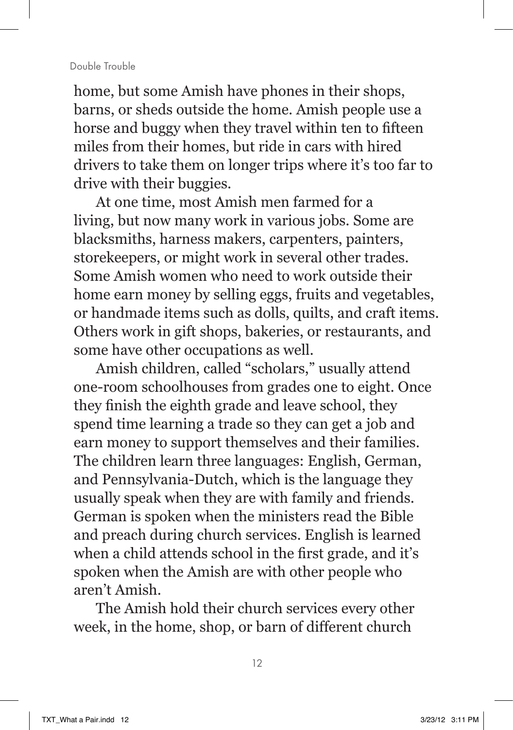home, but some Amish have phones in their shops, barns, or sheds outside the home. Amish people use a horse and buggy when they travel within ten to fifteen miles from their homes, but ride in cars with hired drivers to take them on longer trips where it's too far to drive with their buggies.

At one time, most Amish men farmed for a living, but now many work in various jobs. Some are blacksmiths, harness makers, carpenters, painters, storekeepers, or might work in several other trades. Some Amish women who need to work outside their home earn money by selling eggs, fruits and vegetables, or handmade items such as dolls, quilts, and craft items. Others work in gift shops, bakeries, or restaurants, and some have other occupations as well.

Amish children, called "scholars," usually attend one-room schoolhouses from grades one to eight. Once they finish the eighth grade and leave school, they spend time learning a trade so they can get a job and earn money to support themselves and their families. The children learn three languages: English, German, and Pennsylvania-Dutch, which is the language they usually speak when they are with family and friends. German is spoken when the ministers read the Bible and preach during church services. English is learned when a child attends school in the first grade, and it's spoken when the Amish are with other people who aren't Amish.

The Amish hold their church services every other week, in the home, shop, or barn of different church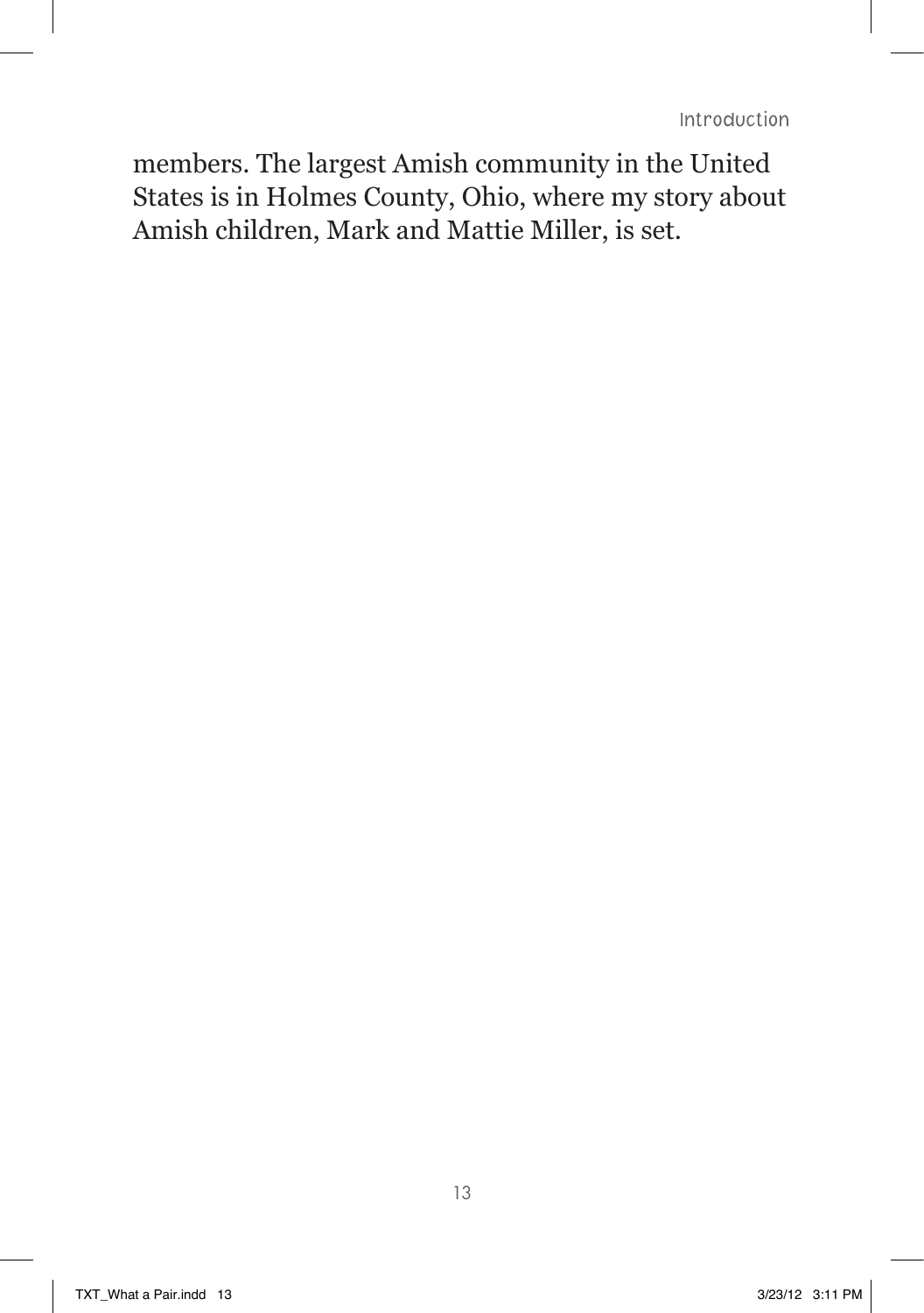members. The largest Amish community in the United States is in Holmes County, Ohio, where my story about Amish children, Mark and Mattie Miller, is set.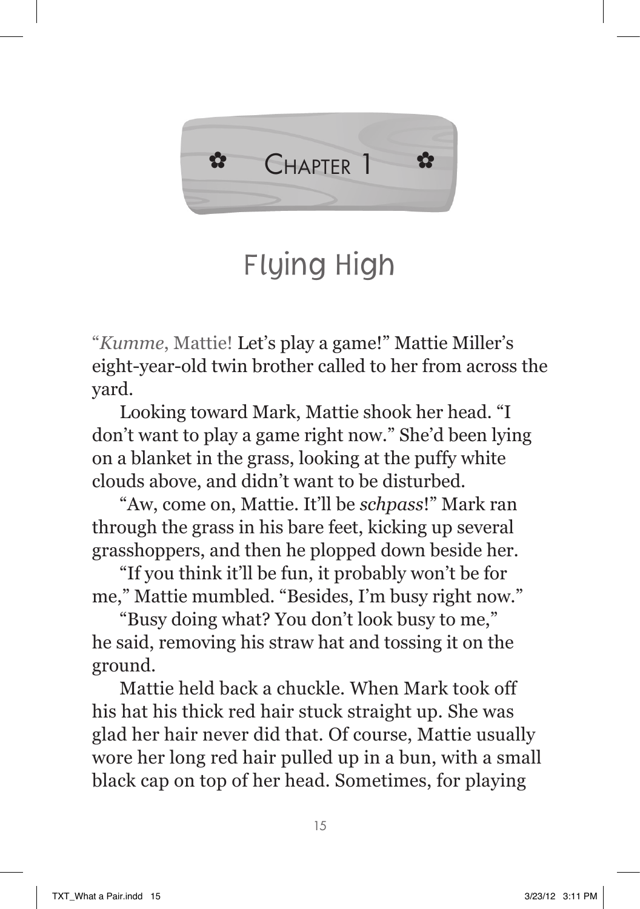# Chapter 1

## Flying High

"*Kumme*, Mattie! Let's play a game!" Mattie Miller's eight-year-old twin brother called to her from across the yard.

Looking toward Mark, Mattie shook her head. "I don't want to play a game right now." She'd been lying on a blanket in the grass, looking at the puffy white clouds above, and didn't want to be disturbed.

"Aw, come on, Mattie. It'll be *schpass*!" Mark ran through the grass in his bare feet, kicking up several grasshoppers, and then he plopped down beside her.

"If you think it'll be fun, it probably won't be for me," Mattie mumbled. "Besides, I'm busy right now."

"Busy doing what? You don't look busy to me," he said, removing his straw hat and tossing it on the ground.

Mattie held back a chuckle. When Mark took off his hat his thick red hair stuck straight up. She was glad her hair never did that. Of course, Mattie usually wore her long red hair pulled up in a bun, with a small black cap on top of her head. Sometimes, for playing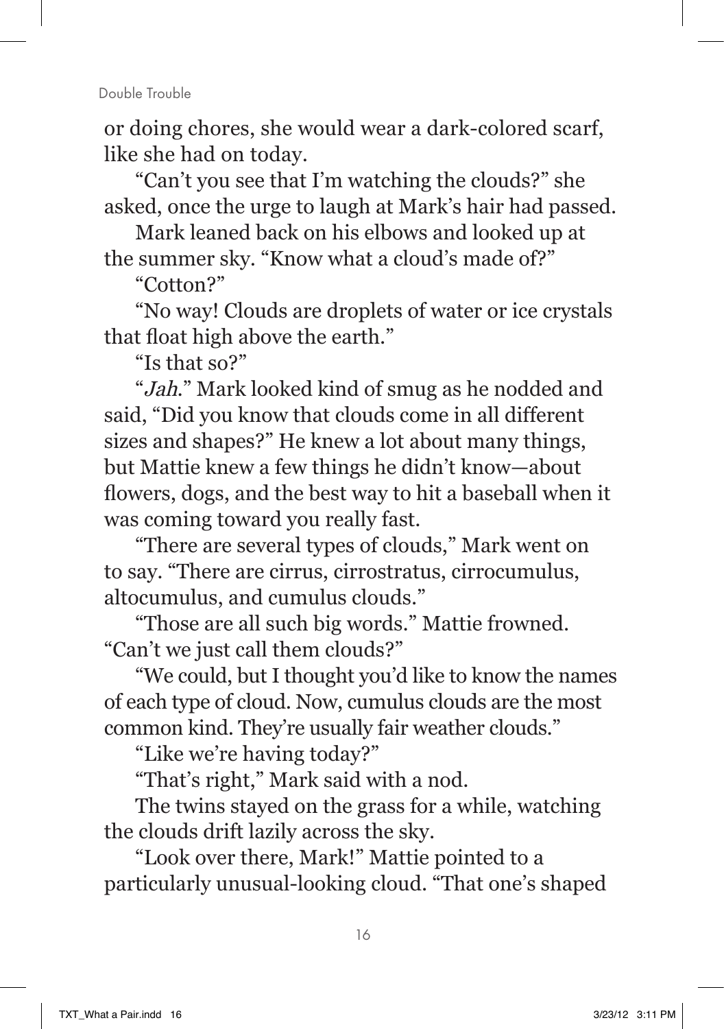or doing chores, she would wear a dark-colored scarf, like she had on today.

"Can't you see that I'm watching the clouds?" she asked, once the urge to laugh at Mark's hair had passed.

Mark leaned back on his elbows and looked up at the summer sky. "Know what a cloud's made of?"

"Cotton?"

"No way! Clouds are droplets of water or ice crystals that float high above the earth."

"Is that so?"

"*Jah.*" Mark looked kind of smug as he nodded and said, "Did you know that clouds come in all different sizes and shapes?" He knew a lot about many things, but Mattie knew a few things he didn't know—about flowers, dogs, and the best way to hit a baseball when it was coming toward you really fast.

"There are several types of clouds," Mark went on to say. "There are cirrus, cirrostratus, cirrocumulus, altocumulus, and cumulus clouds."

"Those are all such big words." Mattie frowned. "Can't we just call them clouds?"

"We could, but I thought you'd like to know the names of each type of cloud. Now, cumulus clouds are the most common kind. They're usually fair weather clouds."

"Like we're having today?"

"That's right," Mark said with a nod.

The twins stayed on the grass for a while, watching the clouds drift lazily across the sky.

"Look over there, Mark!" Mattie pointed to a particularly unusual-looking cloud. "That one's shaped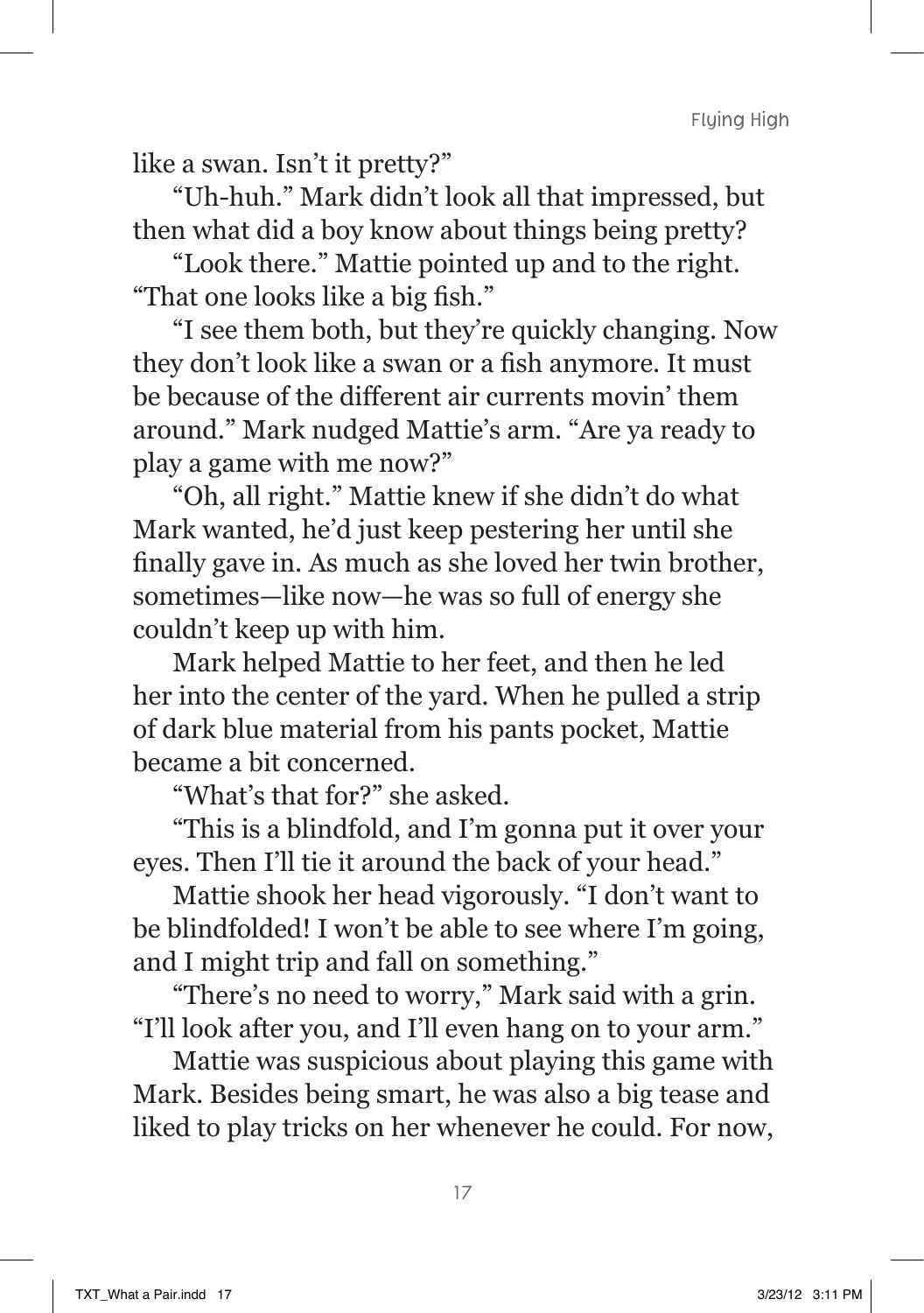like a swan. Isn't it pretty?"

"Uh-huh." Mark didn't look all that impressed, but then what did a boy know about things being pretty?

"Look there." Mattie pointed up and to the right. "That one looks like a big fish."

"I see them both, but they're quickly changing. Now they don't look like a swan or a fish anymore. It must be because of the different air currents movin' them around." Mark nudged Mattie's arm. "Are ya ready to play a game with me now?"

"Oh, all right." Mattie knew if she didn't do what Mark wanted, he'd just keep pestering her until she finally gave in. As much as she loved her twin brother, sometimes—like now—he was so full of energy she couldn't keep up with him.

Mark helped Mattie to her feet, and then he led her into the center of the yard. When he pulled a strip of dark blue material from his pants pocket, Mattie became a bit concerned.

"What's that for?" she asked.

"This is a blindfold, and I'm gonna put it over your eyes. Then I'll tie it around the back of your head."

Mattie shook her head vigorously. "I don't want to be blindfolded! I won't be able to see where I'm going, and I might trip and fall on something."

"There's no need to worry," Mark said with a grin. "I'll look after you, and I'll even hang on to your arm."

Mattie was suspicious about playing this game with Mark. Besides being smart, he was also a big tease and liked to play tricks on her whenever he could. For now,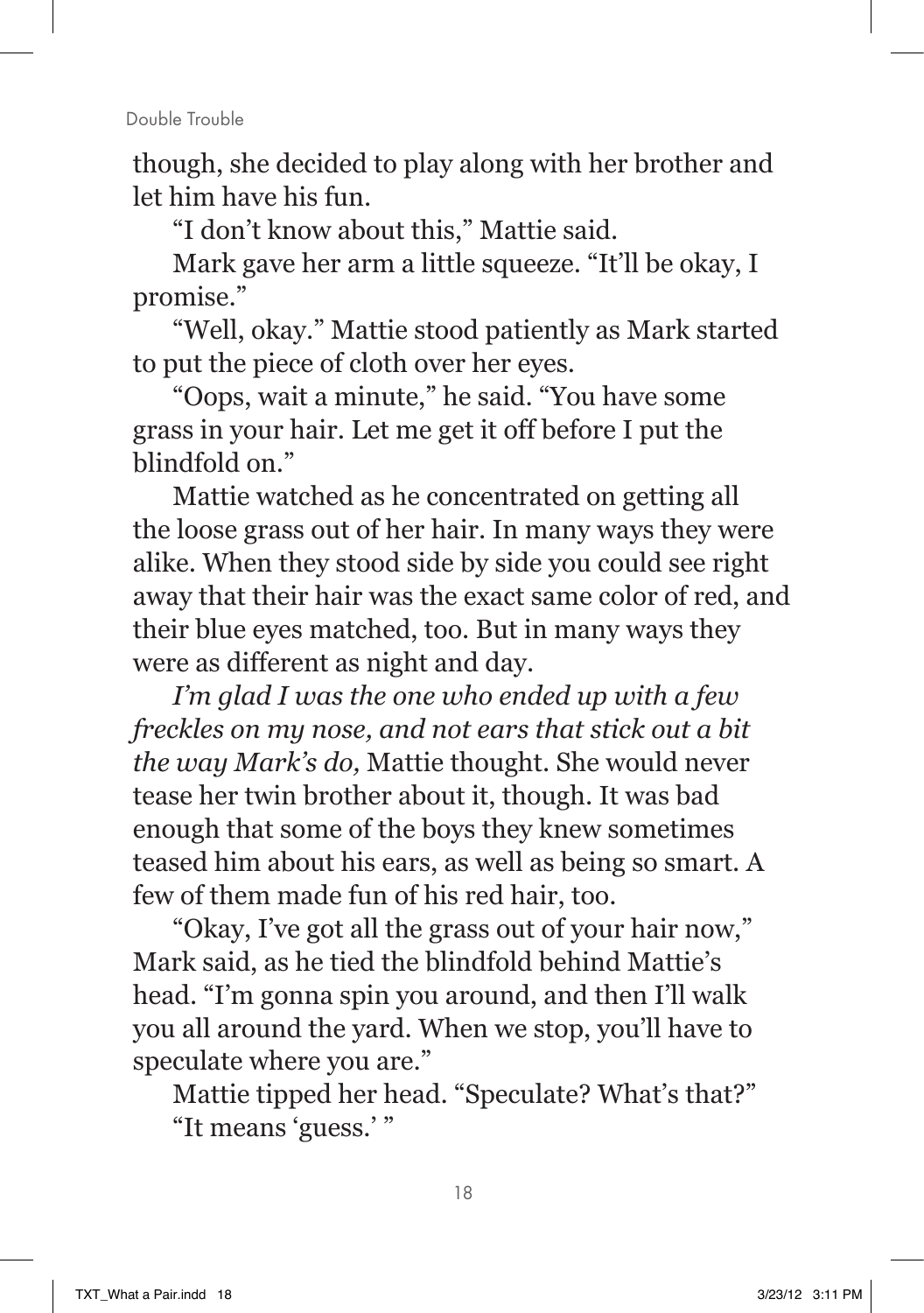though, she decided to play along with her brother and let him have his fun.

"I don't know about this," Mattie said.

Mark gave her arm a little squeeze. "It'll be okay, I promise."

"Well, okay." Mattie stood patiently as Mark started to put the piece of cloth over her eyes.

"Oops, wait a minute," he said. "You have some grass in your hair. Let me get it off before I put the blindfold on."

Mattie watched as he concentrated on getting all the loose grass out of her hair. In many ways they were alike. When they stood side by side you could see right away that their hair was the exact same color of red, and their blue eyes matched, too. But in many ways they were as different as night and day.

*I'm glad I was the one who ended up with a few freckles on my nose, and not ears that stick out a bit the way Mark's do,* Mattie thought. She would never tease her twin brother about it, though. It was bad enough that some of the boys they knew sometimes teased him about his ears, as well as being so smart. A few of them made fun of his red hair, too.

"Okay, I've got all the grass out of your hair now," Mark said, as he tied the blindfold behind Mattie's head. "I'm gonna spin you around, and then I'll walk you all around the yard. When we stop, you'll have to speculate where you are."

Mattie tipped her head. "Speculate? What's that?"

"It means 'guess.' "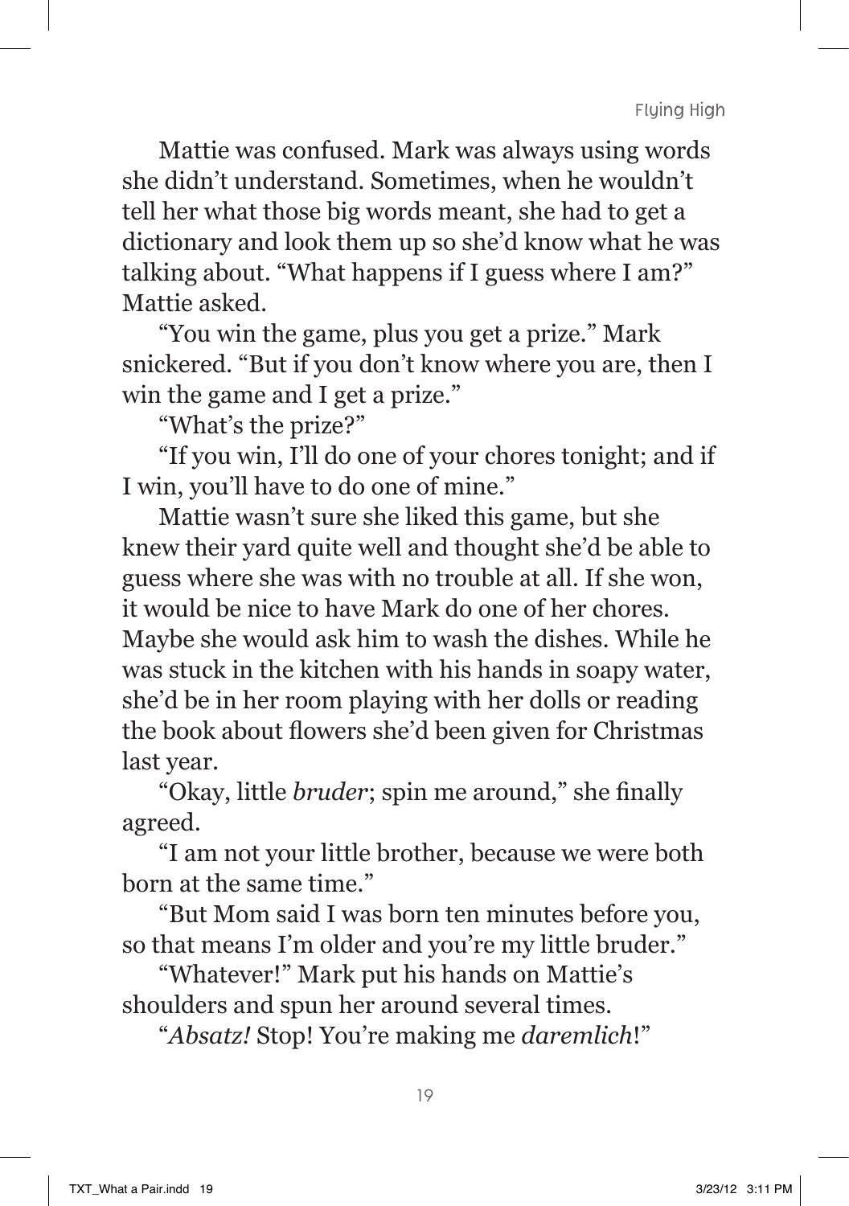Mattie was confused. Mark was always using words she didn't understand. Sometimes, when he wouldn't tell her what those big words meant, she had to get a dictionary and look them up so she'd know what he was talking about. "What happens if I guess where I am?" Mattie asked.

"You win the game, plus you get a prize." Mark snickered. "But if you don't know where you are, then I win the game and I get a prize."

"What's the prize?"

"If you win, I'll do one of your chores tonight; and if I win, you'll have to do one of mine."

Mattie wasn't sure she liked this game, but she knew their yard quite well and thought she'd be able to guess where she was with no trouble at all. If she won, it would be nice to have Mark do one of her chores. Maybe she would ask him to wash the dishes. While he was stuck in the kitchen with his hands in soapy water, she'd be in her room playing with her dolls or reading the book about flowers she'd been given for Christmas last year.

"Okay, little *bruder*; spin me around," she finally agreed.

"I am not your little brother, because we were both born at the same time."

"But Mom said I was born ten minutes before you, so that means I'm older and you're my little bruder."

"Whatever!" Mark put his hands on Mattie's shoulders and spun her around several times.

"*Absatz!* Stop! You're making me *daremlich*!"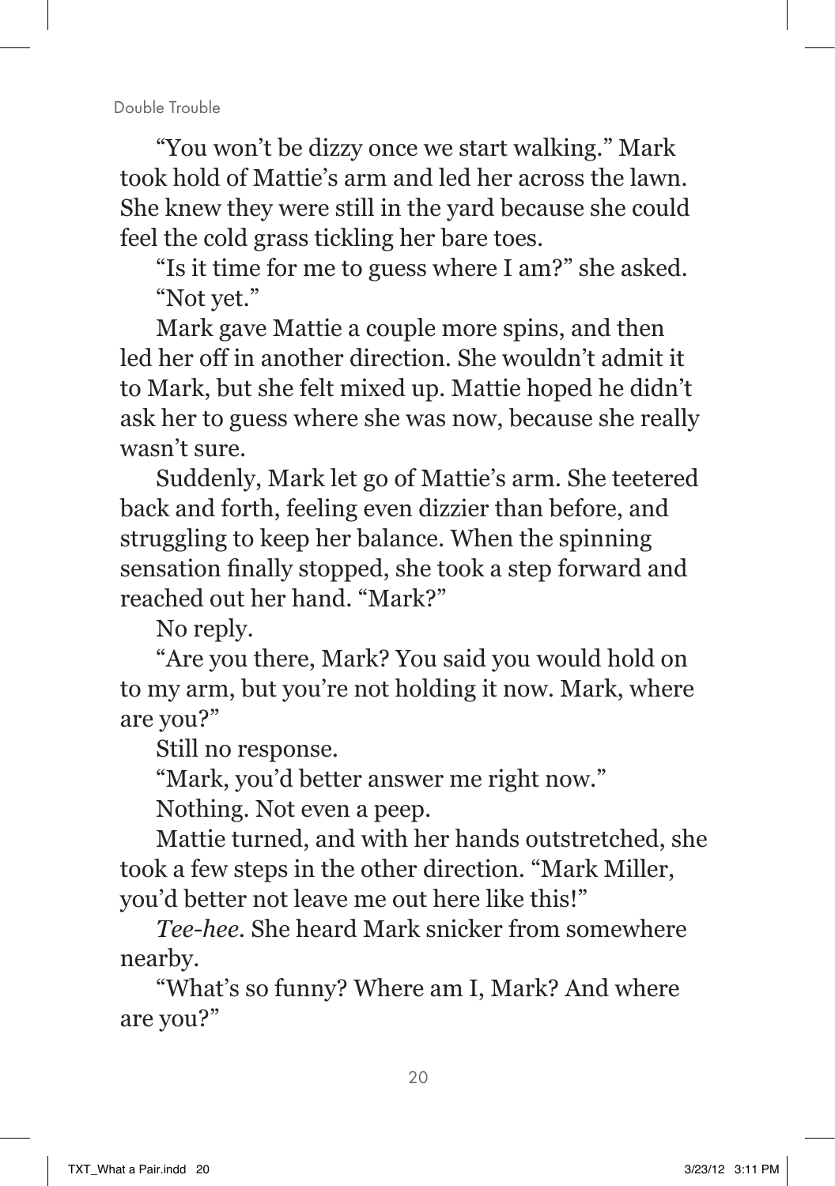"You won't be dizzy once we start walking." Mark took hold of Mattie's arm and led her across the lawn. She knew they were still in the yard because she could feel the cold grass tickling her bare toes.

"Is it time for me to guess where I am?" she asked.

"Not yet."

Mark gave Mattie a couple more spins, and then led her off in another direction. She wouldn't admit it to Mark, but she felt mixed up. Mattie hoped he didn't ask her to guess where she was now, because she really wasn't sure.

Suddenly, Mark let go of Mattie's arm. She teetered back and forth, feeling even dizzier than before, and struggling to keep her balance. When the spinning sensation finally stopped, she took a step forward and reached out her hand. "Mark?"

No reply.

"Are you there, Mark? You said you would hold on to my arm, but you're not holding it now. Mark, where are you?"

Still no response.

"Mark, you'd better answer me right now."

Nothing. Not even a peep.

Mattie turned, and with her hands outstretched, she took a few steps in the other direction. "Mark Miller, you'd better not leave me out here like this!"

*Tee-hee.* She heard Mark snicker from somewhere nearby.

"What's so funny? Where am I, Mark? And where are you?"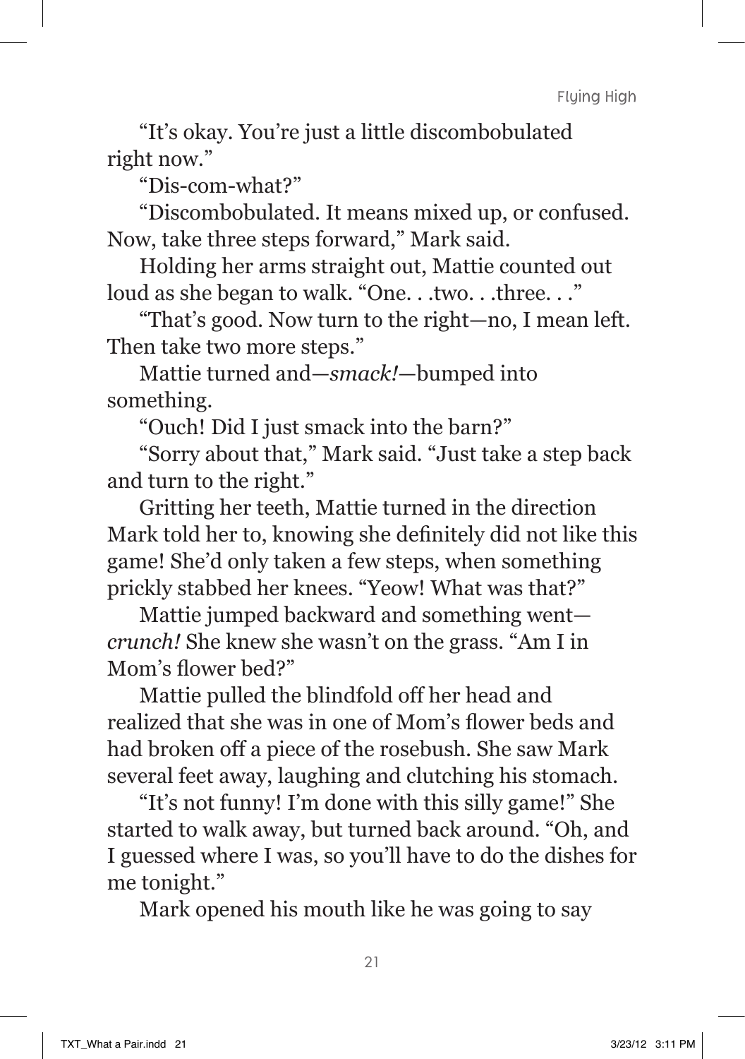"It's okay. You're just a little discombobulated right now."

"Dis-com-what?"

"Discombobulated. It means mixed up, or confused. Now, take three steps forward," Mark said.

Holding her arms straight out, Mattie counted out loud as she began to walk. "One. . .two. . .three. . ."

"That's good. Now turn to the right—no, I mean left. Then take two more steps."

Mattie turned and—*smack!*—bumped into something.

"Ouch! Did I just smack into the barn?"

"Sorry about that," Mark said. "Just take a step back and turn to the right."

Gritting her teeth, Mattie turned in the direction Mark told her to, knowing she definitely did not like this game! She'd only taken a few steps, when something prickly stabbed her knees. "Yeow! What was that?"

Mattie jumped backward and something went—*crunch!* She knew she wasn't on the grass. "Am I in Mom's flower bed?"

Mattie pulled the blindfold off her head and realized that she was in one of Mom's flower beds and had broken off a piece of the rosebush. She saw Mark several feet away, laughing and clutching his stomach.

"It's not funny! I'm done with this silly game!" She started to walk away, but turned back around. "Oh, and I guessed where I was, so you'll have to do the dishes for me tonight."

Mark opened his mouth like he was going to say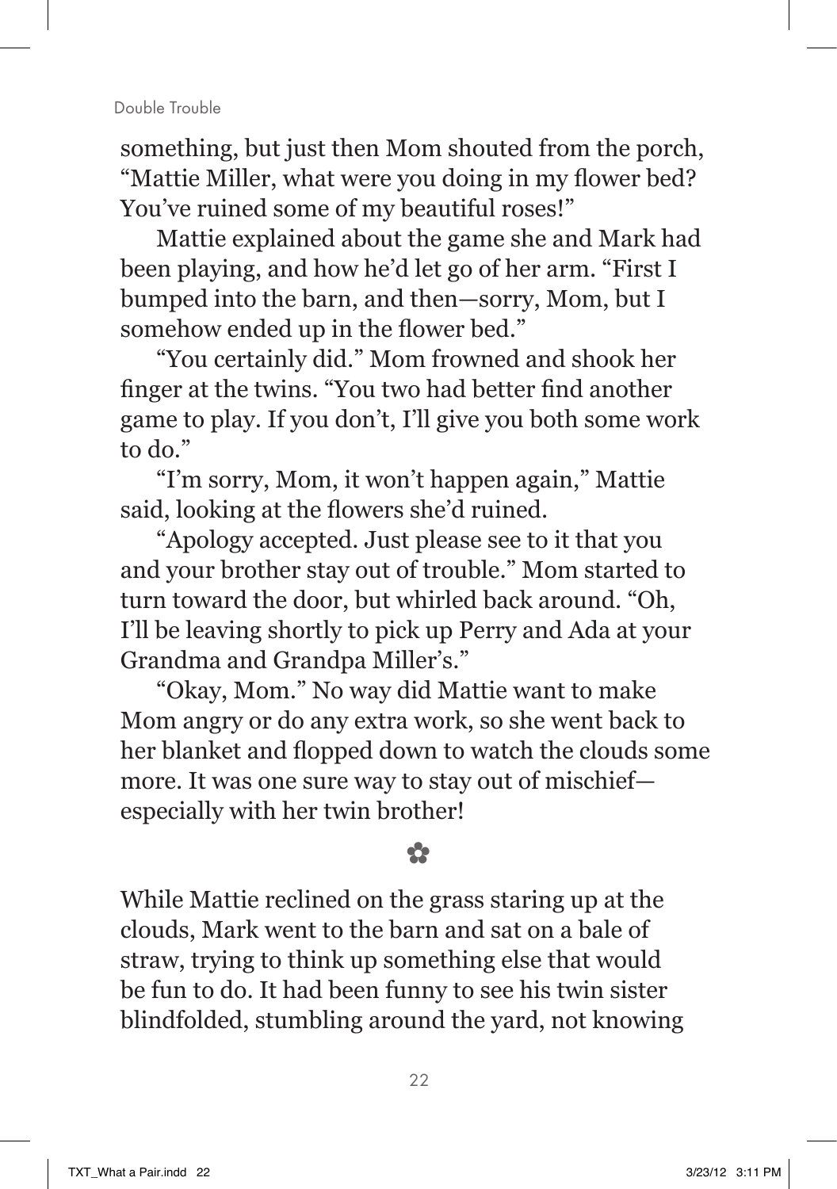something, but just then Mom shouted from the porch, "Mattie Miller, what were you doing in my flower bed? You've ruined some of my beautiful roses!"

Mattie explained about the game she and Mark had been playing, and how he'd let go of her arm. "First I bumped into the barn, and then—sorry, Mom, but I somehow ended up in the flower bed."

"You certainly did." Mom frowned and shook her finger at the twins. "You two had better find another game to play. If you don't, I'll give you both some work to do."

"I'm sorry, Mom, it won't happen again," Mattie said, looking at the flowers she'd ruined.

"Apology accepted. Just please see to it that you and your brother stay out of trouble." Mom started to turn toward the door, but whirled back around. "Oh, I'll be leaving shortly to pick up Perry and Ada at your Grandma and Grandpa Miller's."

"Okay, Mom." No way did Mattie want to make Mom angry or do any extra work, so she went back to her blanket and flopped down to watch the clouds some more. It was one sure way to stay out of mischief—especially with her twin brother!

✿

While Mattie reclined on the grass staring up at the clouds, Mark went to the barn and sat on a bale of straw, trying to think up something else that would be fun to do. It had been funny to see his twin sister blindfolded, stumbling around the yard, not knowing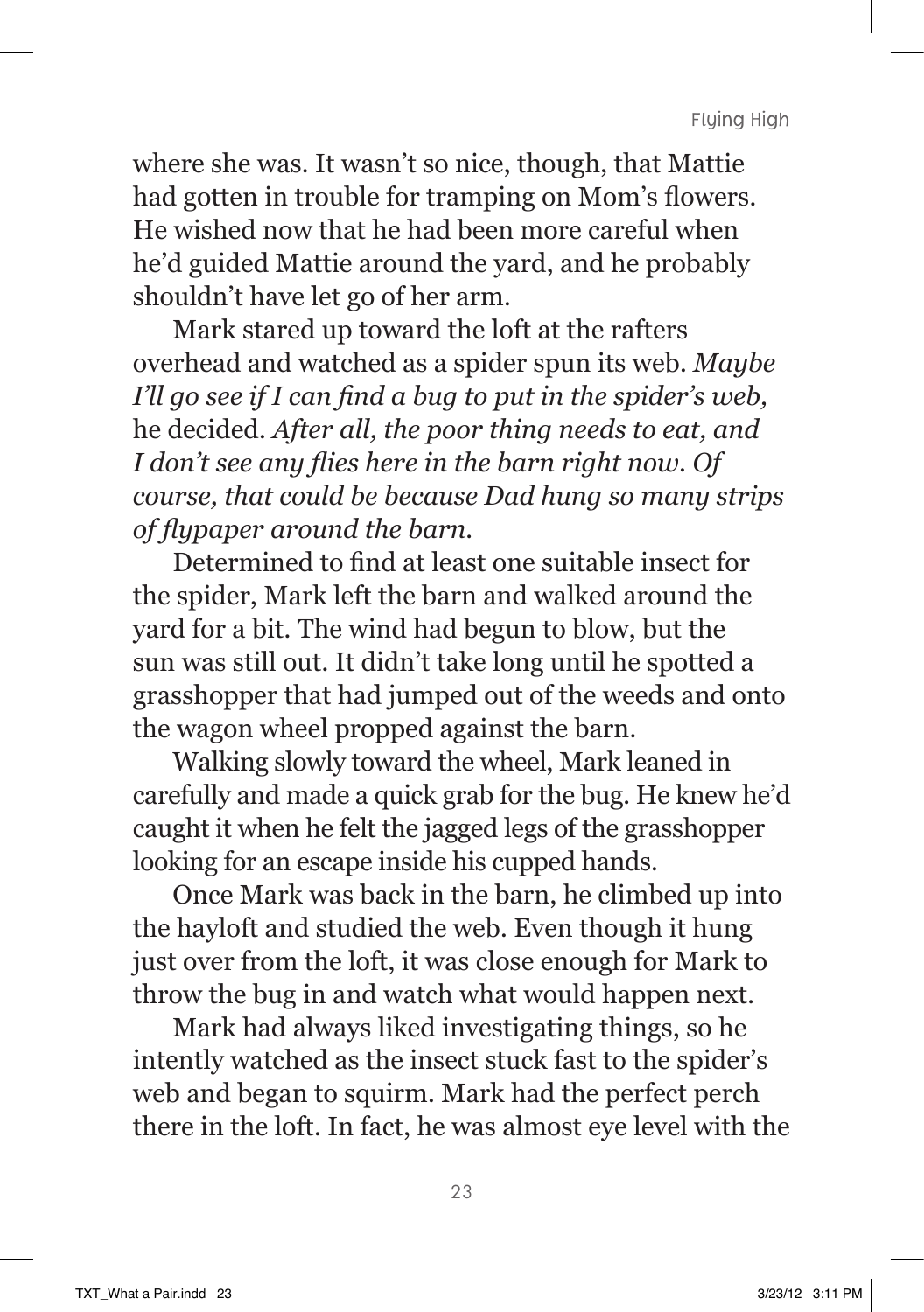where she was. It wasn't so nice, though, that Mattie had gotten in trouble for tramping on Mom's flowers. He wished now that he had been more careful when he'd guided Mattie around the yard, and he probably shouldn't have let go of her arm.

Mark stared up toward the loft at the rafters overhead and watched as a spider spun its web. *Maybe I'll go see if I can find a bug to put in the spider's web,* he decided. *After all, the poor thing needs to eat, and I don't see any flies here in the barn right now. Of course, that could be because Dad hung so many strips of flypaper around the barn.*

Determined to find at least one suitable insect for the spider, Mark left the barn and walked around the yard for a bit. The wind had begun to blow, but the sun was still out. It didn't take long until he spotted a grasshopper that had jumped out of the weeds and onto the wagon wheel propped against the barn.

Walking slowly toward the wheel, Mark leaned in carefully and made a quick grab for the bug. He knew he'd caught it when he felt the jagged legs of the grasshopper looking for an escape inside his cupped hands.

Once Mark was back in the barn, he climbed up into the hayloft and studied the web. Even though it hung just over from the loft, it was close enough for Mark to throw the bug in and watch what would happen next.

Mark had always liked investigating things, so he intently watched as the insect stuck fast to the spider's web and began to squirm. Mark had the perfect perch there in the loft. In fact, he was almost eye level with the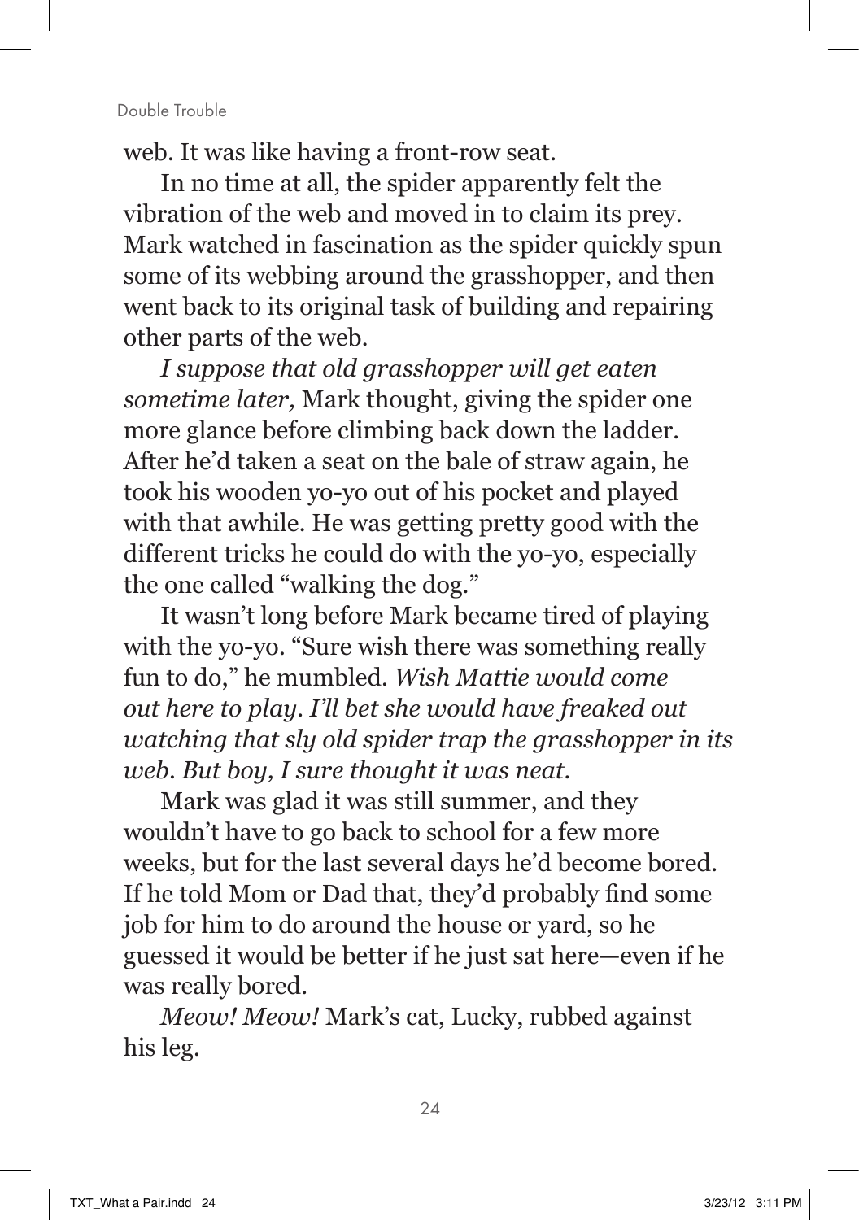web. It was like having a front-row seat.

In no time at all, the spider apparently felt the vibration of the web and moved in to claim its prey. Mark watched in fascination as the spider quickly spun some of its webbing around the grasshopper, and then went back to its original task of building and repairing other parts of the web.

*I suppose that old grasshopper will get eaten sometime later,* Mark thought, giving the spider one more glance before climbing back down the ladder. After he'd taken a seat on the bale of straw again, he took his wooden yo-yo out of his pocket and played with that awhile. He was getting pretty good with the different tricks he could do with the yo-yo, especially the one called "walking the dog."

It wasn't long before Mark became tired of playing with the yo-yo. "Sure wish there was something really fun to do," he mumbled. *Wish Mattie would come out here to play. I'll bet she would have freaked out watching that sly old spider trap the grasshopper in its web. But boy, I sure thought it was neat.*

Mark was glad it was still summer, and they wouldn't have to go back to school for a few more weeks, but for the last several days he'd become bored. If he told Mom or Dad that, they'd probably find some job for him to do around the house or yard, so he guessed it would be better if he just sat here—even if he was really bored.

*Meow! Meow!* Mark's cat, Lucky, rubbed against his leg.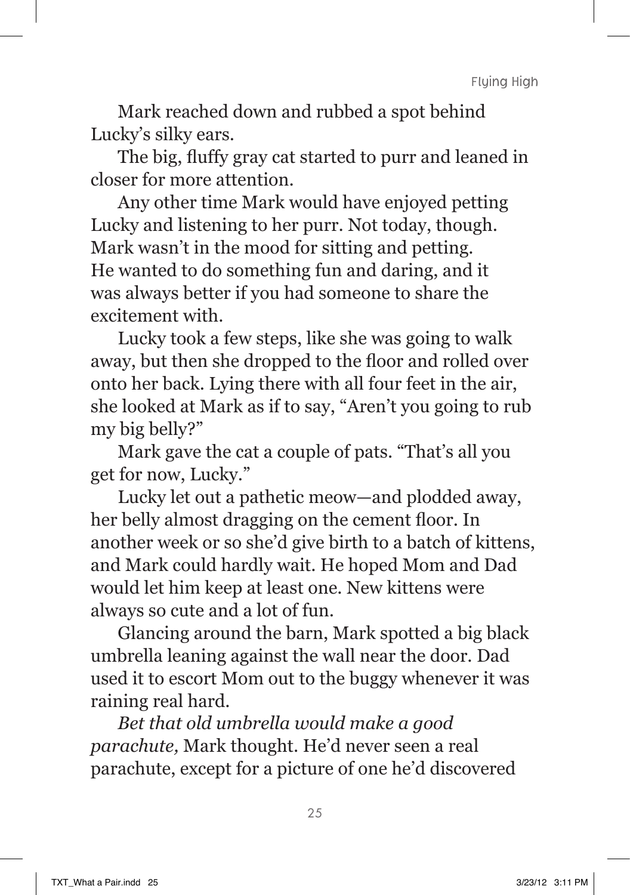Mark reached down and rubbed a spot behind Lucky's silky ears.

The big, fluffy gray cat started to purr and leaned in closer for more attention.

Any other time Mark would have enjoyed petting Lucky and listening to her purr. Not today, though. Mark wasn't in the mood for sitting and petting. He wanted to do something fun and daring, and it was always better if you had someone to share the excitement with.

Lucky took a few steps, like she was going to walk away, but then she dropped to the floor and rolled over onto her back. Lying there with all four feet in the air, she looked at Mark as if to say, "Aren't you going to rub my big belly?"

Mark gave the cat a couple of pats. "That's all you get for now, Lucky."

Lucky let out a pathetic meow—and plodded away, her belly almost dragging on the cement floor. In another week or so she'd give birth to a batch of kittens, and Mark could hardly wait. He hoped Mom and Dad would let him keep at least one. New kittens were always so cute and a lot of fun.

Glancing around the barn, Mark spotted a big black umbrella leaning against the wall near the door. Dad used it to escort Mom out to the buggy whenever it was raining real hard.

*Bet that old umbrella would make a good parachute,* Mark thought. He'd never seen a real parachute, except for a picture of one he'd discovered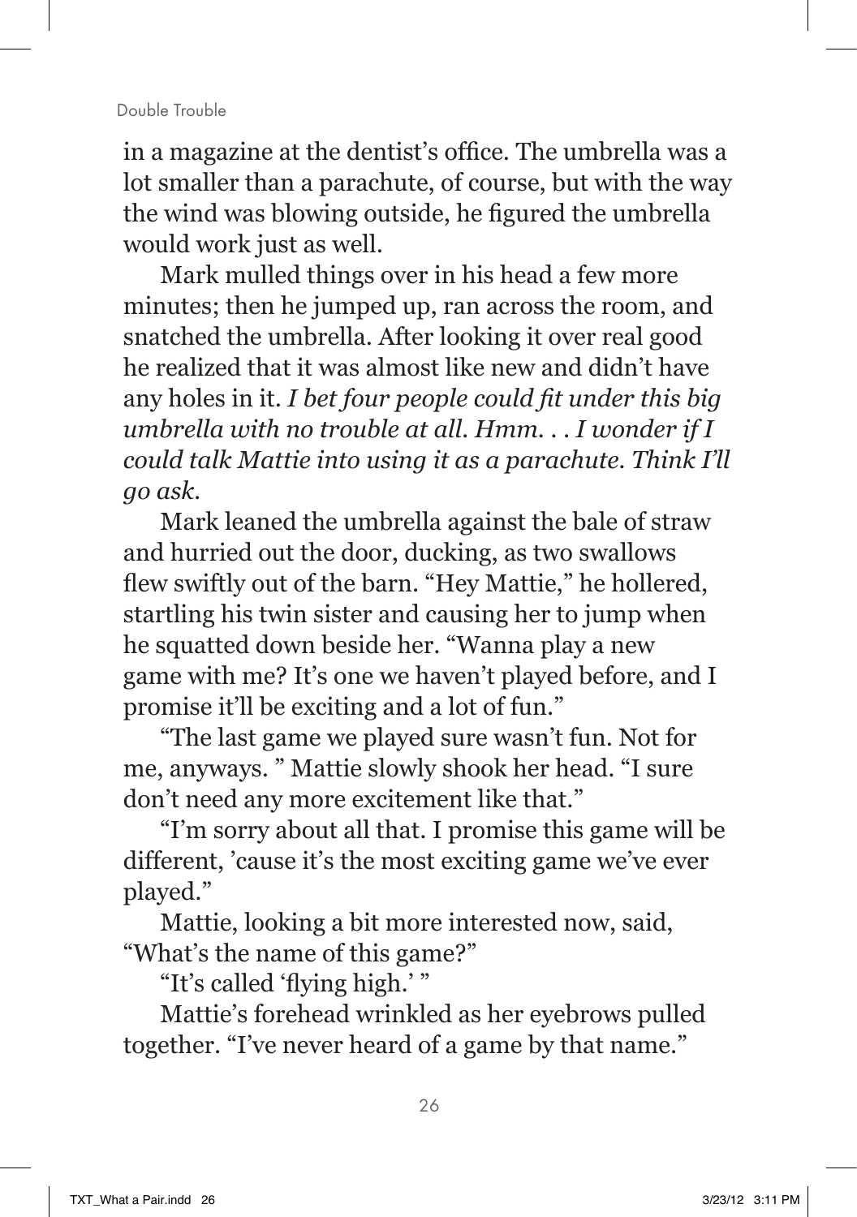in a magazine at the dentist's office. The umbrella was a lot smaller than a parachute, of course, but with the way the wind was blowing outside, he figured the umbrella would work just as well.

Mark mulled things over in his head a few more minutes; then he jumped up, ran across the room, and snatched the umbrella. After looking it over real good he realized that it was almost like new and didn't have any holes in it. *I bet four people could fit under this big umbrella with no trouble at all. Hmm. . . I wonder if I could talk Mattie into using it as a parachute. Think I'll go ask.*

Mark leaned the umbrella against the bale of straw and hurried out the door, ducking, as two swallows flew swiftly out of the barn. "Hey Mattie," he hollered, startling his twin sister and causing her to jump when he squatted down beside her. "Wanna play a new game with me? It's one we haven't played before, and I promise it'll be exciting and a lot of fun."

"The last game we played sure wasn't fun. Not for me, anyways. " Mattie slowly shook her head. "I sure don't need any more excitement like that."

"I'm sorry about all that. I promise this game will be different, 'cause it's the most exciting game we've ever played."

Mattie, looking a bit more interested now, said, "What's the name of this game?"

"It's called 'flying high.' "

Mattie's forehead wrinkled as her eyebrows pulled together. "I've never heard of a game by that name."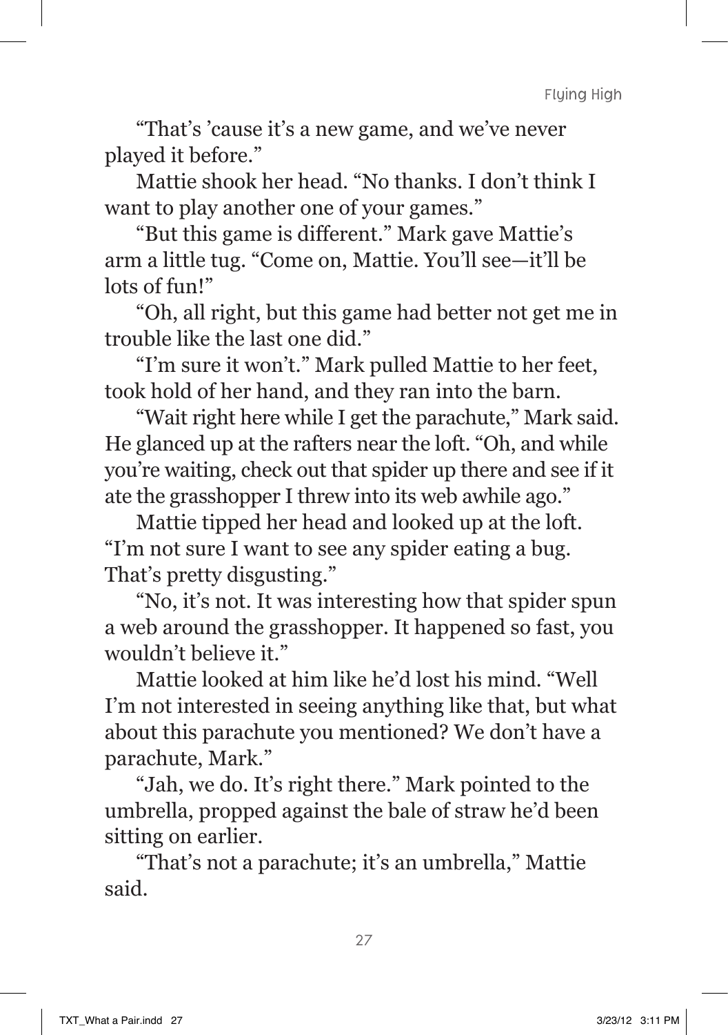"That's 'cause it's a new game, and we've never played it before."

Mattie shook her head. "No thanks. I don't think I want to play another one of your games."

"But this game is different." Mark gave Mattie's arm a little tug. "Come on, Mattie. You'll see—it'll be lots of fun!"

"Oh, all right, but this game had better not get me in trouble like the last one did."

"I'm sure it won't." Mark pulled Mattie to her feet, took hold of her hand, and they ran into the barn.

"Wait right here while I get the parachute," Mark said. He glanced up at the rafters near the loft. "Oh, and while you're waiting, check out that spider up there and see if it ate the grasshopper I threw into its web awhile ago."

Mattie tipped her head and looked up at the loft. "I'm not sure I want to see any spider eating a bug. That's pretty disgusting."

"No, it's not. It was interesting how that spider spun a web around the grasshopper. It happened so fast, you wouldn't believe it."

Mattie looked at him like he'd lost his mind. "Well I'm not interested in seeing anything like that, but what about this parachute you mentioned? We don't have a parachute, Mark."

"Jah, we do. It's right there." Mark pointed to the umbrella, propped against the bale of straw he'd been sitting on earlier.

"That's not a parachute; it's an umbrella," Mattie said.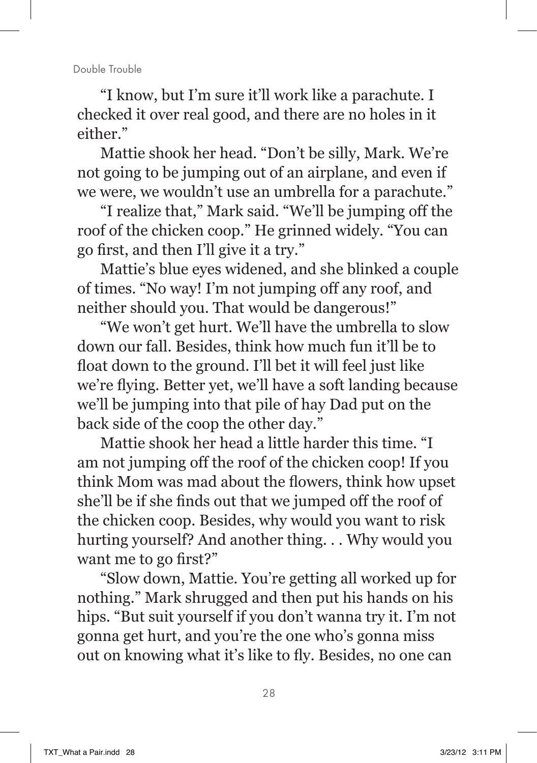"I know, but I'm sure it'll work like a parachute. I checked it over real good, and there are no holes in it either."

Mattie shook her head. "Don't be silly, Mark. We're not going to be jumping out of an airplane, and even if we were, we wouldn't use an umbrella for a parachute."

"I realize that," Mark said. "We'll be jumping off the roof of the chicken coop." He grinned widely. "You can go first, and then I'll give it a try."

Mattie's blue eyes widened, and she blinked a couple of times. "No way! I'm not jumping off any roof, and neither should you. That would be dangerous!"

"We won't get hurt. We'll have the umbrella to slow down our fall. Besides, think how much fun it'll be to float down to the ground. I'll bet it will feel just like we're flying. Better yet, we'll have a soft landing because we'll be jumping into that pile of hay Dad put on the back side of the coop the other day."

Mattie shook her head a little harder this time. "I am not jumping off the roof of the chicken coop! If you think Mom was mad about the flowers, think how upset she'll be if she finds out that we jumped off the roof of the chicken coop. Besides, why would you want to risk hurting yourself? And another thing. . . Why would you want me to go first?"

"Slow down, Mattie. You're getting all worked up for nothing." Mark shrugged and then put his hands on his hips. "But suit yourself if you don't wanna try it. I'm not gonna get hurt, and you're the one who's gonna miss out on knowing what it's like to fly. Besides, no one can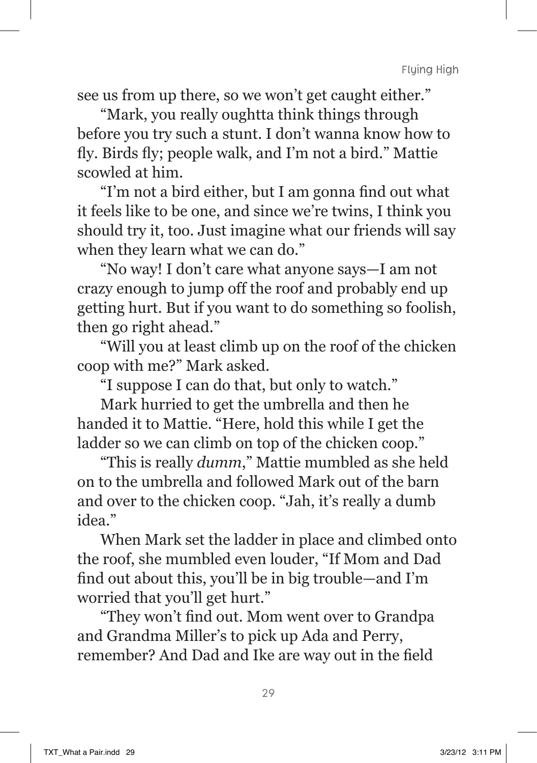see us from up there, so we won't get caught either."

"Mark, you really oughtta think things through before you try such a stunt. I don't wanna know how to fly. Birds fly; people walk, and I'm not a bird." Mattie scowled at him.

"I'm not a bird either, but I am gonna find out what it feels like to be one, and since we're twins, I think you should try it, too. Just imagine what our friends will say when they learn what we can do."

"No way! I don't care what anyone says—I am not crazy enough to jump off the roof and probably end up getting hurt. But if you want to do something so foolish, then go right ahead."

"Will you at least climb up on the roof of the chicken coop with me?" Mark asked.

"I suppose I can do that, but only to watch."

Mark hurried to get the umbrella and then he handed it to Mattie. "Here, hold this while I get the ladder so we can climb on top of the chicken coop."

"This is really *dumm*," Mattie mumbled as she held on to the umbrella and followed Mark out of the barn and over to the chicken coop. "Jah, it's really a dumb idea."

When Mark set the ladder in place and climbed onto the roof, she mumbled even louder, "If Mom and Dad find out about this, you'll be in big trouble—and I'm worried that you'll get hurt."

"They won't find out. Mom went over to Grandpa and Grandma Miller's to pick up Ada and Perry, remember? And Dad and Ike are way out in the field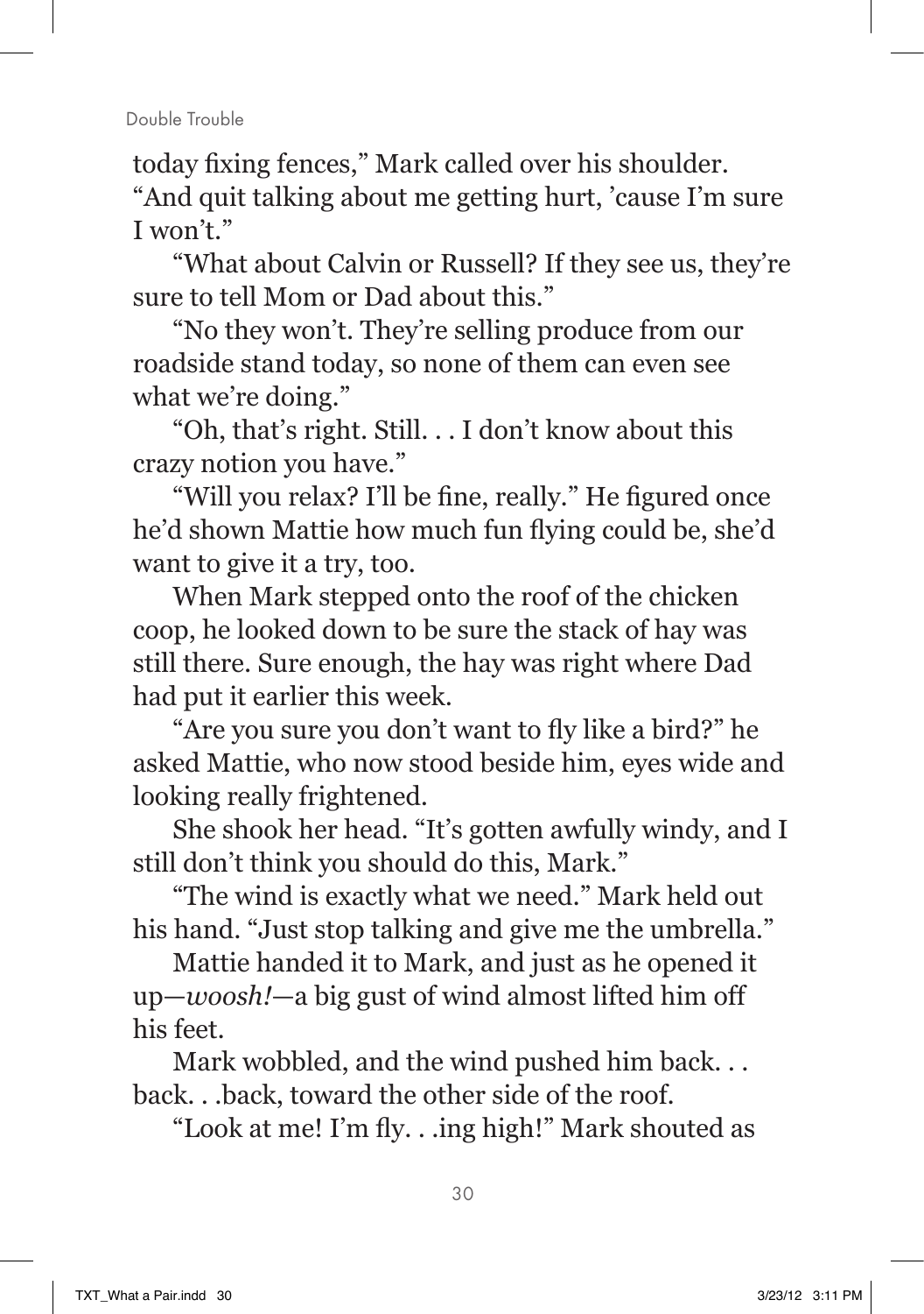today fixing fences," Mark called over his shoulder. "And quit talking about me getting hurt, 'cause I'm sure I won't."

"What about Calvin or Russell? If they see us, they're sure to tell Mom or Dad about this."

"No they won't. They're selling produce from our roadside stand today, so none of them can even see what we're doing."

"Oh, that's right. Still. . . I don't know about this crazy notion you have."

"Will you relax? I'll be fine, really." He figured once he'd shown Mattie how much fun flying could be, she'd want to give it a try, too.

When Mark stepped onto the roof of the chicken coop, he looked down to be sure the stack of hay was still there. Sure enough, the hay was right where Dad had put it earlier this week.

"Are you sure you don't want to fly like a bird?" he asked Mattie, who now stood beside him, eyes wide and looking really frightened.

She shook her head. "It's gotten awfully windy, and I still don't think you should do this, Mark."

"The wind is exactly what we need." Mark held out his hand. "Just stop talking and give me the umbrella."

Mattie handed it to Mark, and just as he opened it up—*woosh!*—a big gust of wind almost lifted him off his feet.

Mark wobbled, and the wind pushed him back. . . back. . .back, toward the other side of the roof.

"Look at me! I'm fly. . .ing high!" Mark shouted as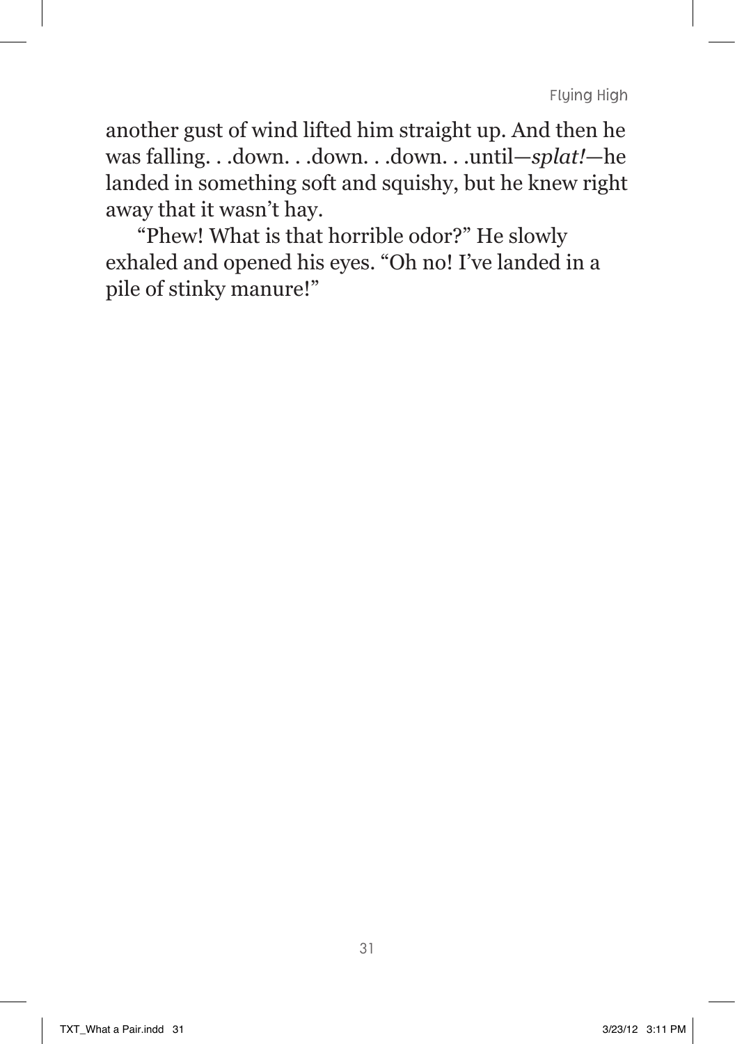another gust of wind lifted him straight up. And then he was falling. . .down. . .down. . .down. . .until—*splat!*—he landed in something soft and squishy, but he knew right away that it wasn't hay.

"Phew! What is that horrible odor?" He slowly exhaled and opened his eyes. "Oh no! I've landed in a pile of stinky manure!"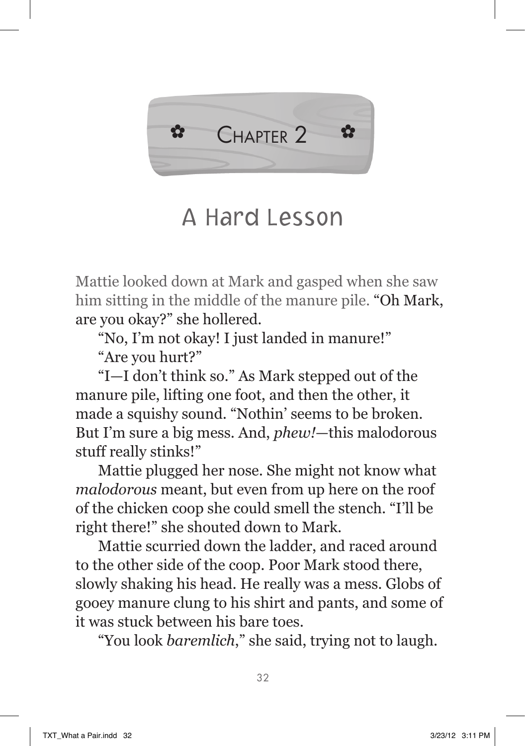# Chapter 2

## A Hard Lesson

Mattie looked down at Mark and gasped when she saw him sitting in the middle of the manure pile. "Oh Mark, are you okay?" she hollered.

"No, I'm not okay! I just landed in manure!"

"Are you hurt?"

"I—I don't think so." As Mark stepped out of the manure pile, lifting one foot, and then the other, it made a squishy sound. "Nothin' seems to be broken. But I'm sure a big mess. And, *phew!*—this malodorous stuff really stinks!"

Mattie plugged her nose. She might not know what *malodorous* meant, but even from up here on the roof of the chicken coop she could smell the stench. "I'll be right there!" she shouted down to Mark.

Mattie scurried down the ladder, and raced around to the other side of the coop. Poor Mark stood there, slowly shaking his head. He really was a mess. Globs of gooey manure clung to his shirt and pants, and some of it was stuck between his bare toes.

"You look *baremlich*," she said, trying not to laugh.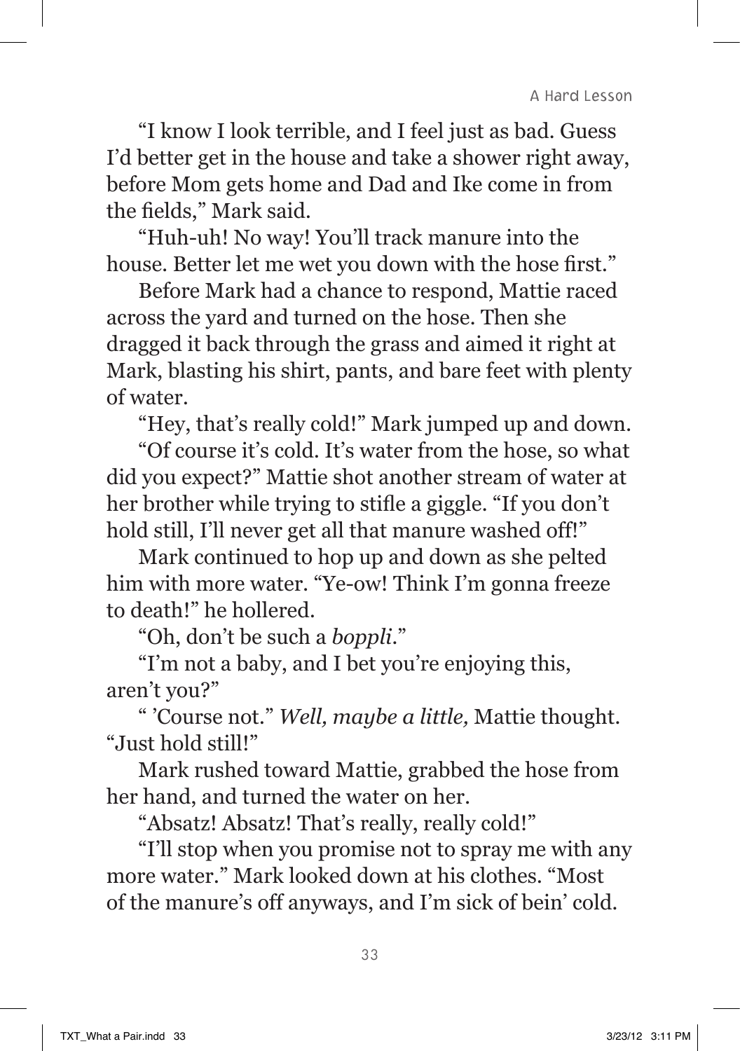"I know I look terrible, and I feel just as bad. Guess I'd better get in the house and take a shower right away, before Mom gets home and Dad and Ike come in from the fields," Mark said.

"Huh-uh! No way! You'll track manure into the house. Better let me wet you down with the hose first."

Before Mark had a chance to respond, Mattie raced across the yard and turned on the hose. Then she dragged it back through the grass and aimed it right at Mark, blasting his shirt, pants, and bare feet with plenty of water.

"Hey, that's really cold!" Mark jumped up and down.

"Of course it's cold. It's water from the hose, so what did you expect?" Mattie shot another stream of water at her brother while trying to stifle a giggle. "If you don't hold still, I'll never get all that manure washed off!"

Mark continued to hop up and down as she pelted him with more water. "Ye-ow! Think I'm gonna freeze to death!" he hollered.

"Oh, don't be such a *boppli*."

"I'm not a baby, and I bet you're enjoying this, aren't you?"

" 'Course not." *Well, maybe a little,* Mattie thought. "Just hold still!"

Mark rushed toward Mattie, grabbed the hose from her hand, and turned the water on her.

"Absatz! Absatz! That's really, really cold!"

"I'll stop when you promise not to spray me with any more water." Mark looked down at his clothes. "Most of the manure's off anyways, and I'm sick of bein' cold.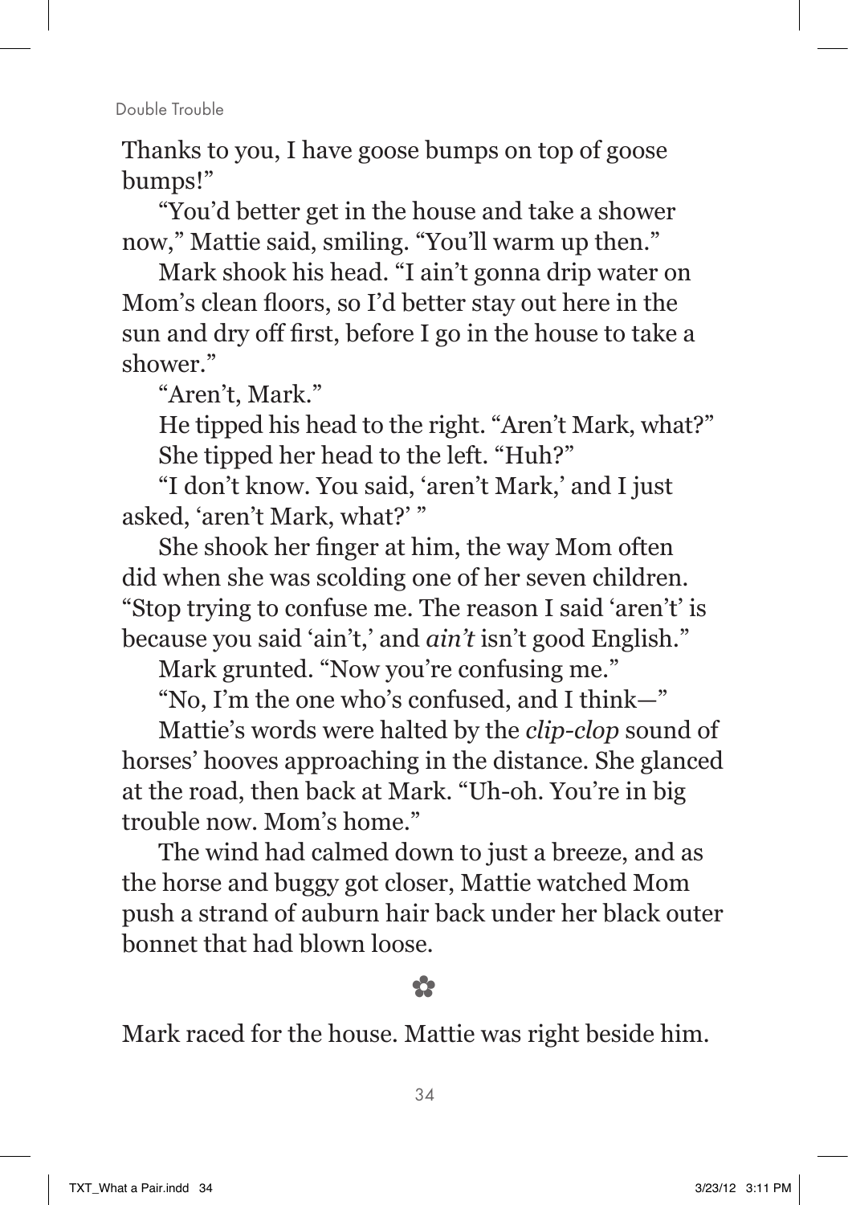Thanks to you, I have goose bumps on top of goose bumps!"

"You'd better get in the house and take a shower now," Mattie said, smiling. "You'll warm up then."

Mark shook his head. "I ain't gonna drip water on Mom's clean floors, so I'd better stay out here in the sun and dry off first, before I go in the house to take a shower."

"Aren't, Mark."

He tipped his head to the right. "Aren't Mark, what?"

She tipped her head to the left. "Huh?"

"I don't know. You said, 'aren't Mark,' and I just asked, 'aren't Mark, what?' "

She shook her finger at him, the way Mom often did when she was scolding one of her seven children. "Stop trying to confuse me. The reason I said 'aren't' is because you said 'ain't,' and *ain't* isn't good English."

Mark grunted. "Now you're confusing me."

"No, I'm the one who's confused, and I think—"

Mattie's words were halted by the *clip-clop* sound of horses' hooves approaching in the distance. She glanced at the road, then back at Mark. "Uh-oh. You're in big trouble now. Mom's home."

The wind had calmed down to just a breeze, and as the horse and buggy got closer, Mattie watched Mom push a strand of auburn hair back under her black outer bonnet that had blown loose.

✿

Mark raced for the house. Mattie was right beside him.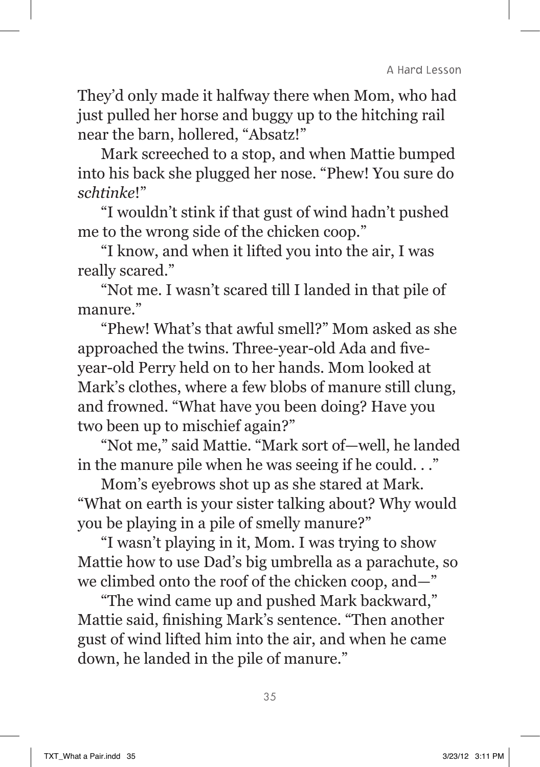They'd only made it halfway there when Mom, who had just pulled her horse and buggy up to the hitching rail near the barn, hollered, "Absatz!"

Mark screeched to a stop, and when Mattie bumped into his back she plugged her nose. "Phew! You sure do *schtinke*!"

"I wouldn't stink if that gust of wind hadn't pushed me to the wrong side of the chicken coop."

"I know, and when it lifted you into the air, I was really scared."

"Not me. I wasn't scared till I landed in that pile of manure."

"Phew! What's that awful smell?" Mom asked as she approached the twins. Three-year-old Ada and five-year-old Perry held on to her hands. Mom looked at Mark's clothes, where a few blobs of manure still clung, and frowned. "What have you been doing? Have you two been up to mischief again?"

"Not me," said Mattie. "Mark sort of—well, he landed in the manure pile when he was seeing if he could. . ."

Mom's eyebrows shot up as she stared at Mark. "What on earth is your sister talking about? Why would you be playing in a pile of smelly manure?"

"I wasn't playing in it, Mom. I was trying to show Mattie how to use Dad's big umbrella as a parachute, so we climbed onto the roof of the chicken coop, and—"

"The wind came up and pushed Mark backward," Mattie said, finishing Mark's sentence. "Then another gust of wind lifted him into the air, and when he came down, he landed in the pile of manure."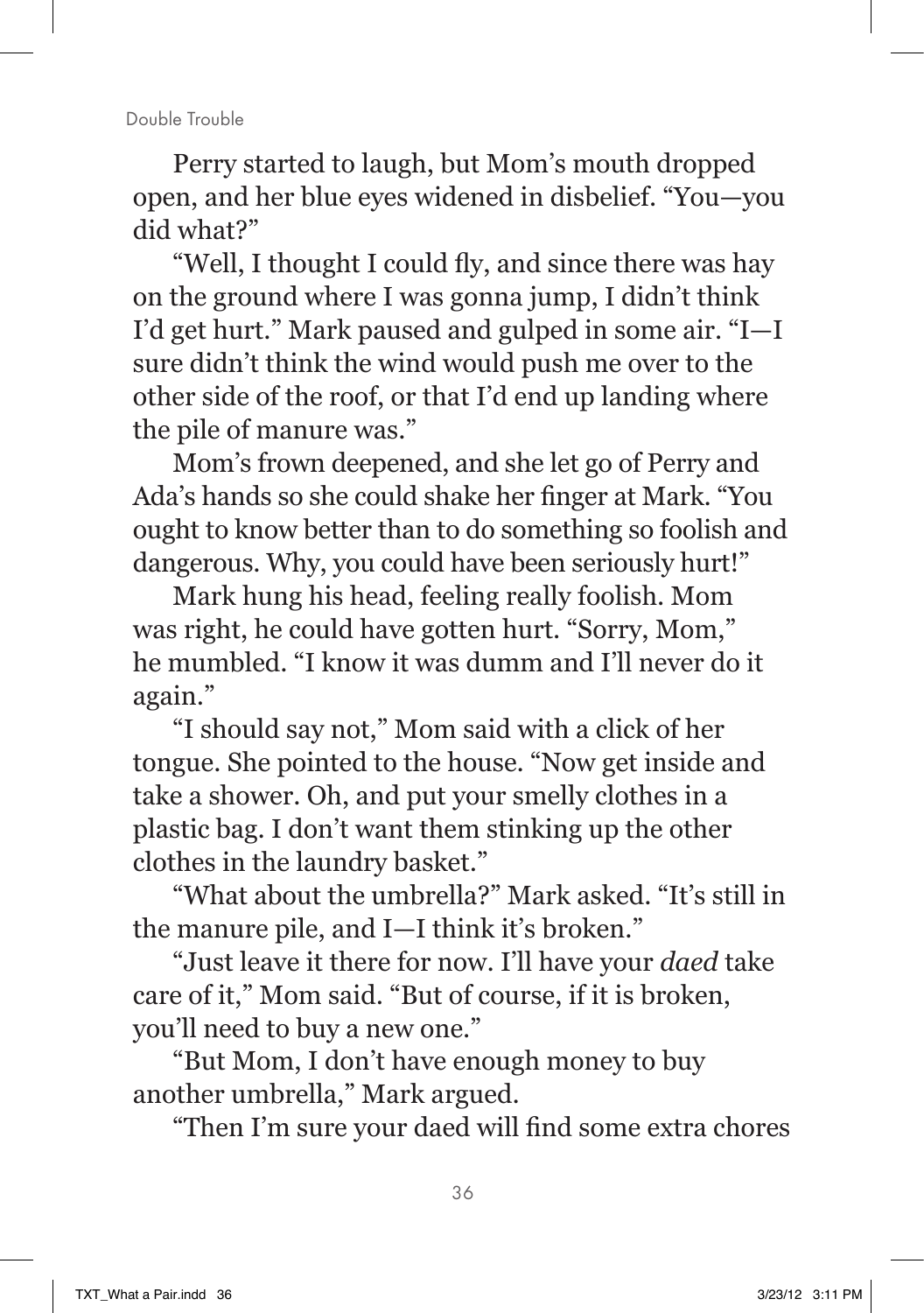Perry started to laugh, but Mom's mouth dropped open, and her blue eyes widened in disbelief. "You—you did what?"

"Well, I thought I could fly, and since there was hay on the ground where I was gonna jump, I didn't think I'd get hurt." Mark paused and gulped in some air. "I—I sure didn't think the wind would push me over to the other side of the roof, or that I'd end up landing where the pile of manure was."

Mom's frown deepened, and she let go of Perry and Ada's hands so she could shake her finger at Mark. "You ought to know better than to do something so foolish and dangerous. Why, you could have been seriously hurt!"

Mark hung his head, feeling really foolish. Mom was right, he could have gotten hurt. "Sorry, Mom," he mumbled. "I know it was dumm and I'll never do it again."

"I should say not," Mom said with a click of her tongue. She pointed to the house. "Now get inside and take a shower. Oh, and put your smelly clothes in a plastic bag. I don't want them stinking up the other clothes in the laundry basket."

"What about the umbrella?" Mark asked. "It's still in the manure pile, and I—I think it's broken."

"Just leave it there for now. I'll have your *daed* take care of it," Mom said. "But of course, if it is broken, you'll need to buy a new one."

"But Mom, I don't have enough money to buy another umbrella," Mark argued.

"Then I'm sure your daed will find some extra chores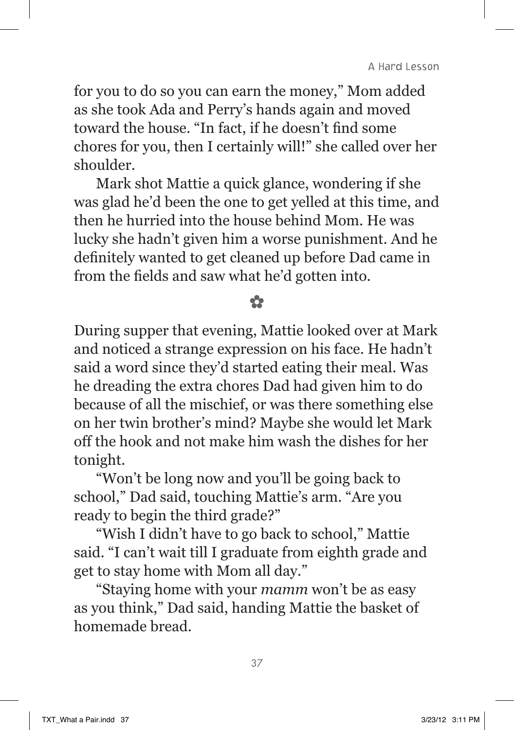for you to do so you can earn the money," Mom added as she took Ada and Perry's hands again and moved toward the house. "In fact, if he doesn't find some chores for you, then I certainly will!" she called over her shoulder.

Mark shot Mattie a quick glance, wondering if she was glad he'd been the one to get yelled at this time, and then he hurried into the house behind Mom. He was lucky she hadn't given him a worse punishment. And he definitely wanted to get cleaned up before Dad came in from the fields and saw what he'd gotten into.

✿

During supper that evening, Mattie looked over at Mark and noticed a strange expression on his face. He hadn't said a word since they'd started eating their meal. Was he dreading the extra chores Dad had given him to do because of all the mischief, or was there something else on her twin brother's mind? Maybe she would let Mark off the hook and not make him wash the dishes for her tonight.

"Won't be long now and you'll be going back to school," Dad said, touching Mattie's arm. "Are you ready to begin the third grade?"

"Wish I didn't have to go back to school," Mattie said. "I can't wait till I graduate from eighth grade and get to stay home with Mom all day."

"Staying home with your *mamm* won't be as easy as you think," Dad said, handing Mattie the basket of homemade bread.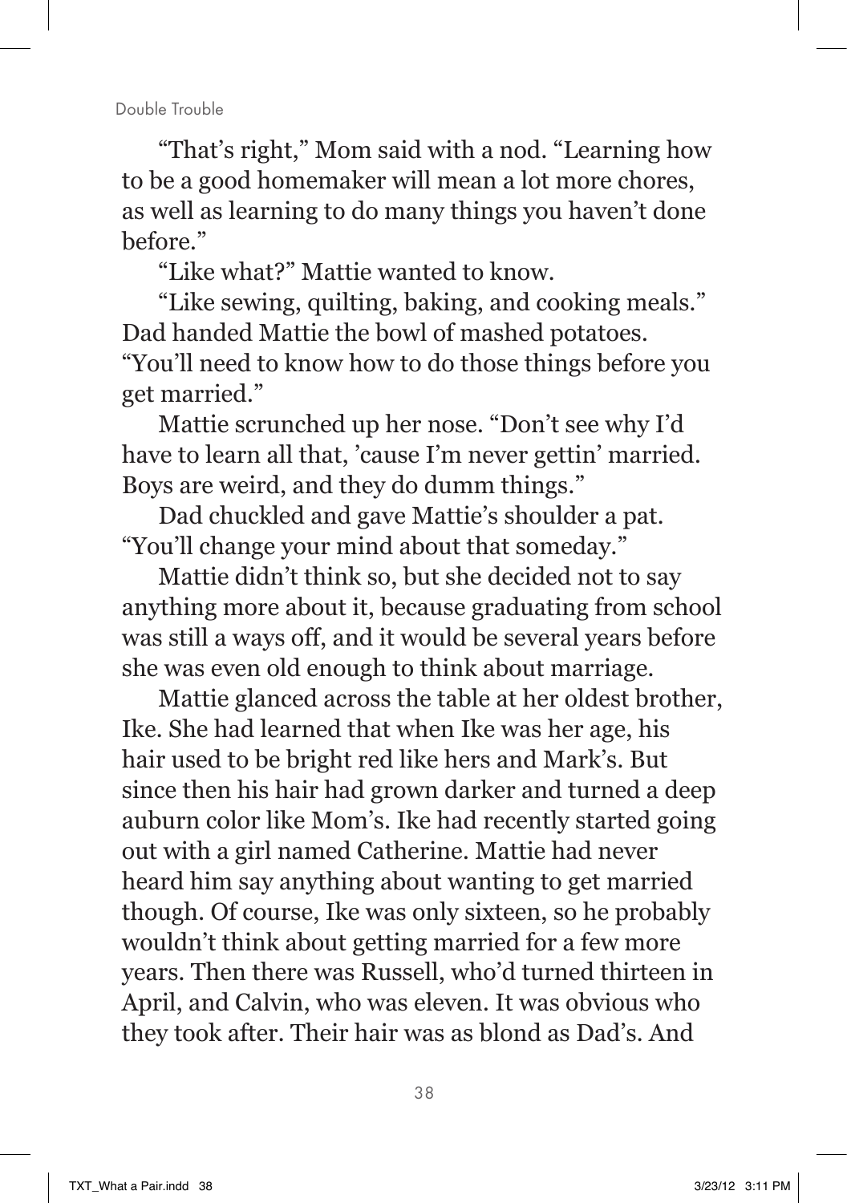"That's right," Mom said with a nod. "Learning how to be a good homemaker will mean a lot more chores, as well as learning to do many things you haven't done before."

"Like what?" Mattie wanted to know.

"Like sewing, quilting, baking, and cooking meals." Dad handed Mattie the bowl of mashed potatoes. "You'll need to know how to do those things before you get married."

Mattie scrunched up her nose. "Don't see why I'd have to learn all that, 'cause I'm never gettin' married. Boys are weird, and they do dumm things."

Dad chuckled and gave Mattie's shoulder a pat. "You'll change your mind about that someday."

Mattie didn't think so, but she decided not to say anything more about it, because graduating from school was still a ways off, and it would be several years before she was even old enough to think about marriage.

Mattie glanced across the table at her oldest brother, Ike. She had learned that when Ike was her age, his hair used to be bright red like hers and Mark's. But since then his hair had grown darker and turned a deep auburn color like Mom's. Ike had recently started going out with a girl named Catherine. Mattie had never heard him say anything about wanting to get married though. Of course, Ike was only sixteen, so he probably wouldn't think about getting married for a few more years. Then there was Russell, who'd turned thirteen in April, and Calvin, who was eleven. It was obvious who they took after. Their hair was as blond as Dad's. And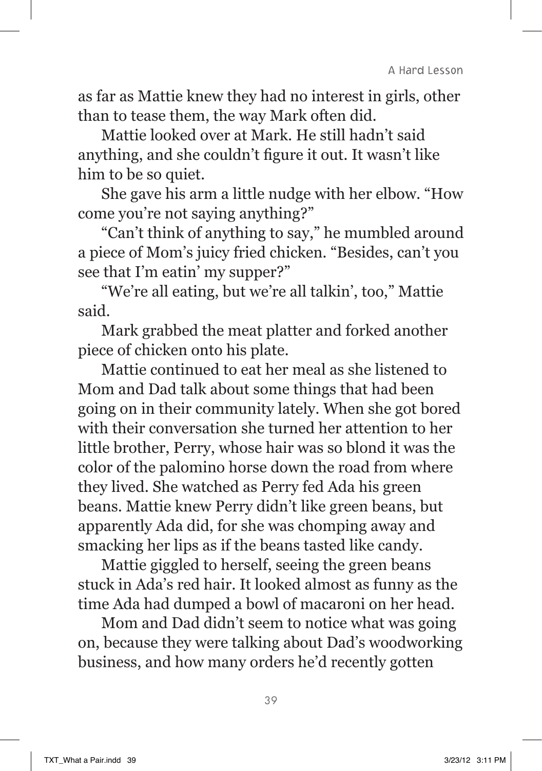as far as Mattie knew they had no interest in girls, other than to tease them, the way Mark often did.

Mattie looked over at Mark. He still hadn't said anything, and she couldn't figure it out. It wasn't like him to be so quiet.

She gave his arm a little nudge with her elbow. "How come you're not saying anything?"

"Can't think of anything to say," he mumbled around a piece of Mom's juicy fried chicken. "Besides, can't you see that I'm eatin' my supper?"

"We're all eating, but we're all talkin', too," Mattie said.

Mark grabbed the meat platter and forked another piece of chicken onto his plate.

Mattie continued to eat her meal as she listened to Mom and Dad talk about some things that had been going on in their community lately. When she got bored with their conversation she turned her attention to her little brother, Perry, whose hair was so blond it was the color of the palomino horse down the road from where they lived. She watched as Perry fed Ada his green beans. Mattie knew Perry didn't like green beans, but apparently Ada did, for she was chomping away and smacking her lips as if the beans tasted like candy.

Mattie giggled to herself, seeing the green beans stuck in Ada's red hair. It looked almost as funny as the time Ada had dumped a bowl of macaroni on her head.

Mom and Dad didn't seem to notice what was going on, because they were talking about Dad's woodworking business, and how many orders he'd recently gotten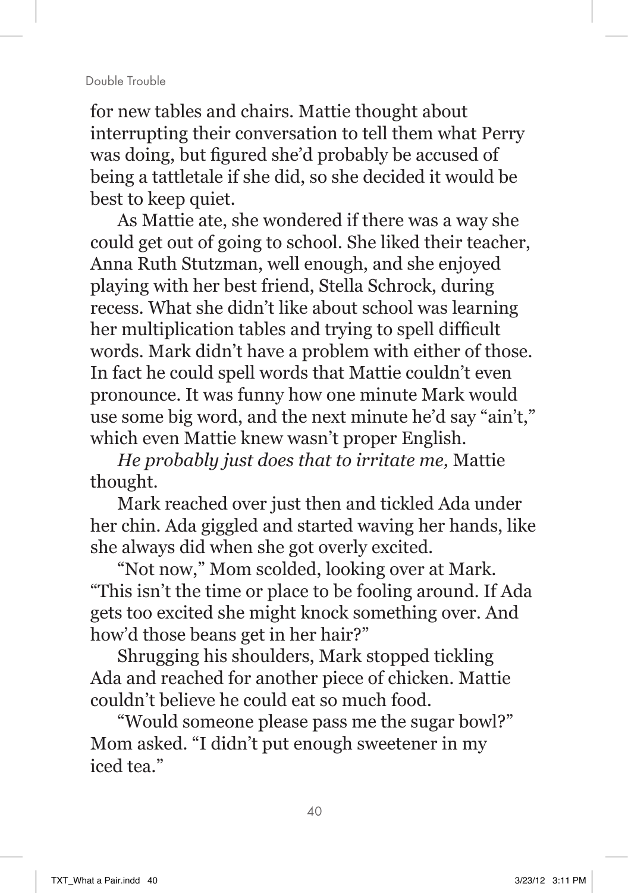for new tables and chairs. Mattie thought about interrupting their conversation to tell them what Perry was doing, but figured she'd probably be accused of being a tattletale if she did, so she decided it would be best to keep quiet.

As Mattie ate, she wondered if there was a way she could get out of going to school. She liked their teacher, Anna Ruth Stutzman, well enough, and she enjoyed playing with her best friend, Stella Schrock, during recess. What she didn't like about school was learning her multiplication tables and trying to spell difficult words. Mark didn't have a problem with either of those. In fact he could spell words that Mattie couldn't even pronounce. It was funny how one minute Mark would use some big word, and the next minute he'd say "ain't," which even Mattie knew wasn't proper English.

*He probably just does that to irritate me,* Mattie thought.

Mark reached over just then and tickled Ada under her chin. Ada giggled and started waving her hands, like she always did when she got overly excited.

"Not now," Mom scolded, looking over at Mark. "This isn't the time or place to be fooling around. If Ada gets too excited she might knock something over. And how'd those beans get in her hair?"

Shrugging his shoulders, Mark stopped tickling Ada and reached for another piece of chicken. Mattie couldn't believe he could eat so much food.

"Would someone please pass me the sugar bowl?" Mom asked. "I didn't put enough sweetener in my iced tea."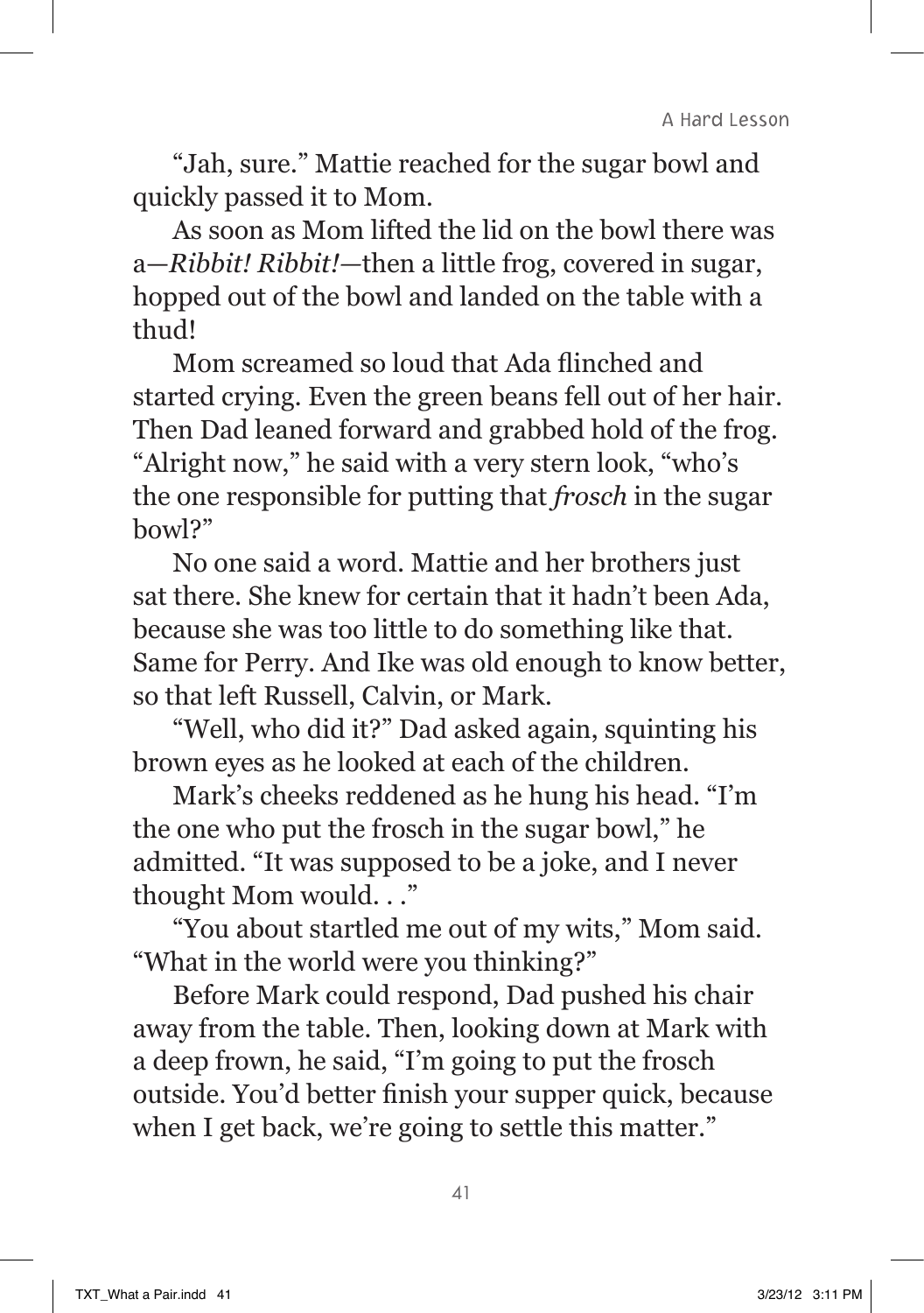"Jah, sure." Mattie reached for the sugar bowl and quickly passed it to Mom.

As soon as Mom lifted the lid on the bowl there was a—*Ribbit! Ribbit!*—then a little frog, covered in sugar, hopped out of the bowl and landed on the table with a thud!

Mom screamed so loud that Ada flinched and started crying. Even the green beans fell out of her hair. Then Dad leaned forward and grabbed hold of the frog. "Alright now," he said with a very stern look, "who's the one responsible for putting that *frosch* in the sugar bowl?"

No one said a word. Mattie and her brothers just sat there. She knew for certain that it hadn't been Ada, because she was too little to do something like that. Same for Perry. And Ike was old enough to know better, so that left Russell, Calvin, or Mark.

"Well, who did it?" Dad asked again, squinting his brown eyes as he looked at each of the children.

Mark's cheeks reddened as he hung his head. "I'm the one who put the frosch in the sugar bowl," he admitted. "It was supposed to be a joke, and I never thought Mom would. . ."

"You about startled me out of my wits," Mom said. "What in the world were you thinking?"

Before Mark could respond, Dad pushed his chair away from the table. Then, looking down at Mark with a deep frown, he said, "I'm going to put the frosch outside. You'd better finish your supper quick, because when I get back, we're going to settle this matter."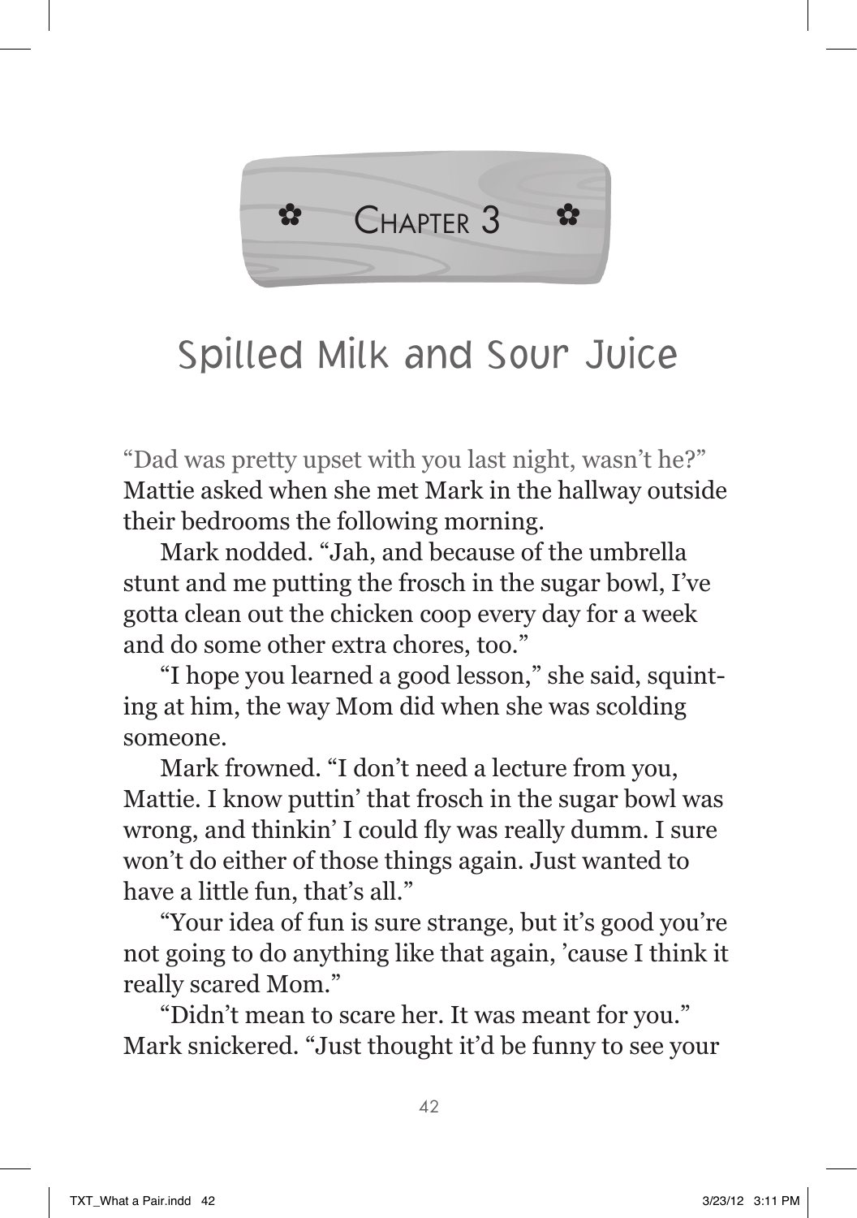# Chapter 3

## Spilled Milk and Sour Juice

"Dad was pretty upset with you last night, wasn't he?" Mattie asked when she met Mark in the hallway outside their bedrooms the following morning.

Mark nodded. "Jah, and because of the umbrella stunt and me putting the frosch in the sugar bowl, I've gotta clean out the chicken coop every day for a week and do some other extra chores, too."

"I hope you learned a good lesson," she said, squinting at him, the way Mom did when she was scolding someone.

Mark frowned. "I don't need a lecture from you, Mattie. I know puttin' that frosch in the sugar bowl was wrong, and thinkin' I could fly was really dumm. I sure won't do either of those things again. Just wanted to have a little fun, that's all."

"Your idea of fun is sure strange, but it's good you're not going to do anything like that again, 'cause I think it really scared Mom."

"Didn't mean to scare her. It was meant for you." Mark snickered. "Just thought it'd be funny to see your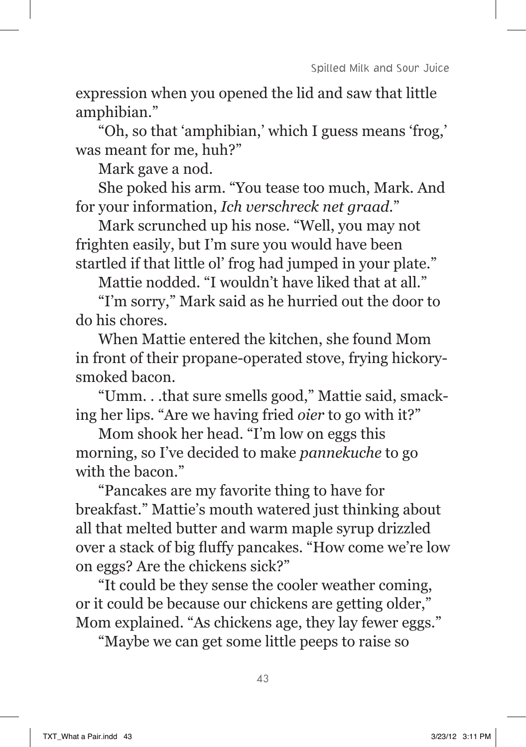expression when you opened the lid and saw that little amphibian."

"Oh, so that 'amphibian,' which I guess means 'frog,' was meant for me, huh?"

Mark gave a nod.

She poked his arm. "You tease too much, Mark. And for your information, *Ich verschreck net graad*."

Mark scrunched up his nose. "Well, you may not frighten easily, but I'm sure you would have been startled if that little ol' frog had jumped in your plate."

Mattie nodded. "I wouldn't have liked that at all."

"I'm sorry," Mark said as he hurried out the door to do his chores.

When Mattie entered the kitchen, she found Mom in front of their propane-operated stove, frying hickory-smoked bacon.

"Umm. . .that sure smells good," Mattie said, smacking her lips. "Are we having fried *oier* to go with it?"

Mom shook her head. "I'm low on eggs this morning, so I've decided to make *pannekuche* to go with the bacon."

"Pancakes are my favorite thing to have for breakfast." Mattie's mouth watered just thinking about all that melted butter and warm maple syrup drizzled over a stack of big fluffy pancakes. "How come we're low on eggs? Are the chickens sick?"

"It could be they sense the cooler weather coming, or it could be because our chickens are getting older," Mom explained. "As chickens age, they lay fewer eggs."

"Maybe we can get some little peeps to raise so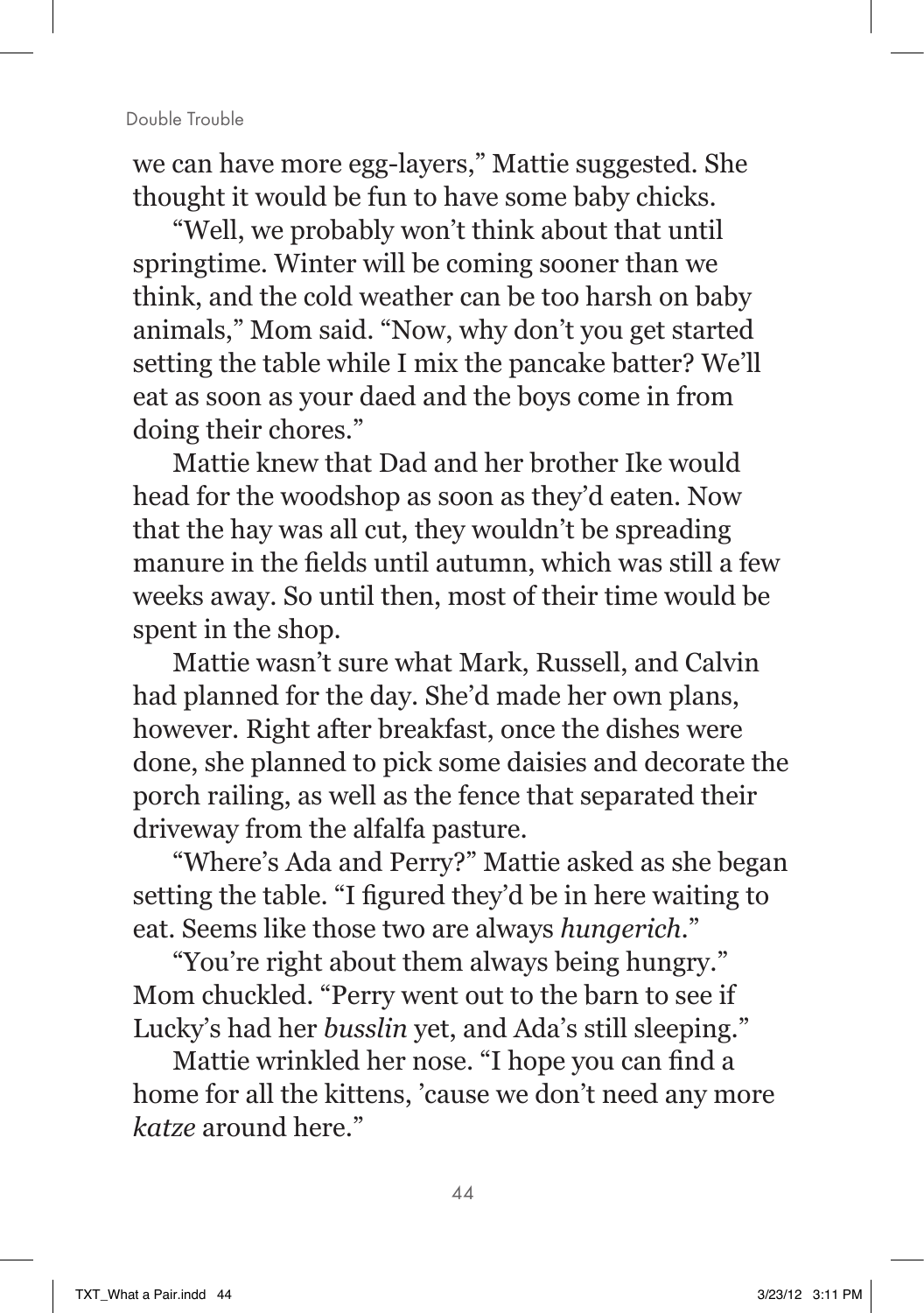we can have more egg-layers," Mattie suggested. She thought it would be fun to have some baby chicks.

"Well, we probably won't think about that until springtime. Winter will be coming sooner than we think, and the cold weather can be too harsh on baby animals," Mom said. "Now, why don't you get started setting the table while I mix the pancake batter? We'll eat as soon as your daed and the boys come in from doing their chores."

Mattie knew that Dad and her brother Ike would head for the woodshop as soon as they'd eaten. Now that the hay was all cut, they wouldn't be spreading manure in the fields until autumn, which was still a few weeks away. So until then, most of their time would be spent in the shop.

Mattie wasn't sure what Mark, Russell, and Calvin had planned for the day. She'd made her own plans, however. Right after breakfast, once the dishes were done, she planned to pick some daisies and decorate the porch railing, as well as the fence that separated their driveway from the alfalfa pasture.

"Where's Ada and Perry?" Mattie asked as she began setting the table. "I figured they'd be in here waiting to eat. Seems like those two are always *hungerich*."

"You're right about them always being hungry." Mom chuckled. "Perry went out to the barn to see if Lucky's had her *busslin* yet, and Ada's still sleeping."

Mattie wrinkled her nose. "I hope you can find a home for all the kittens, 'cause we don't need any more *katze* around here."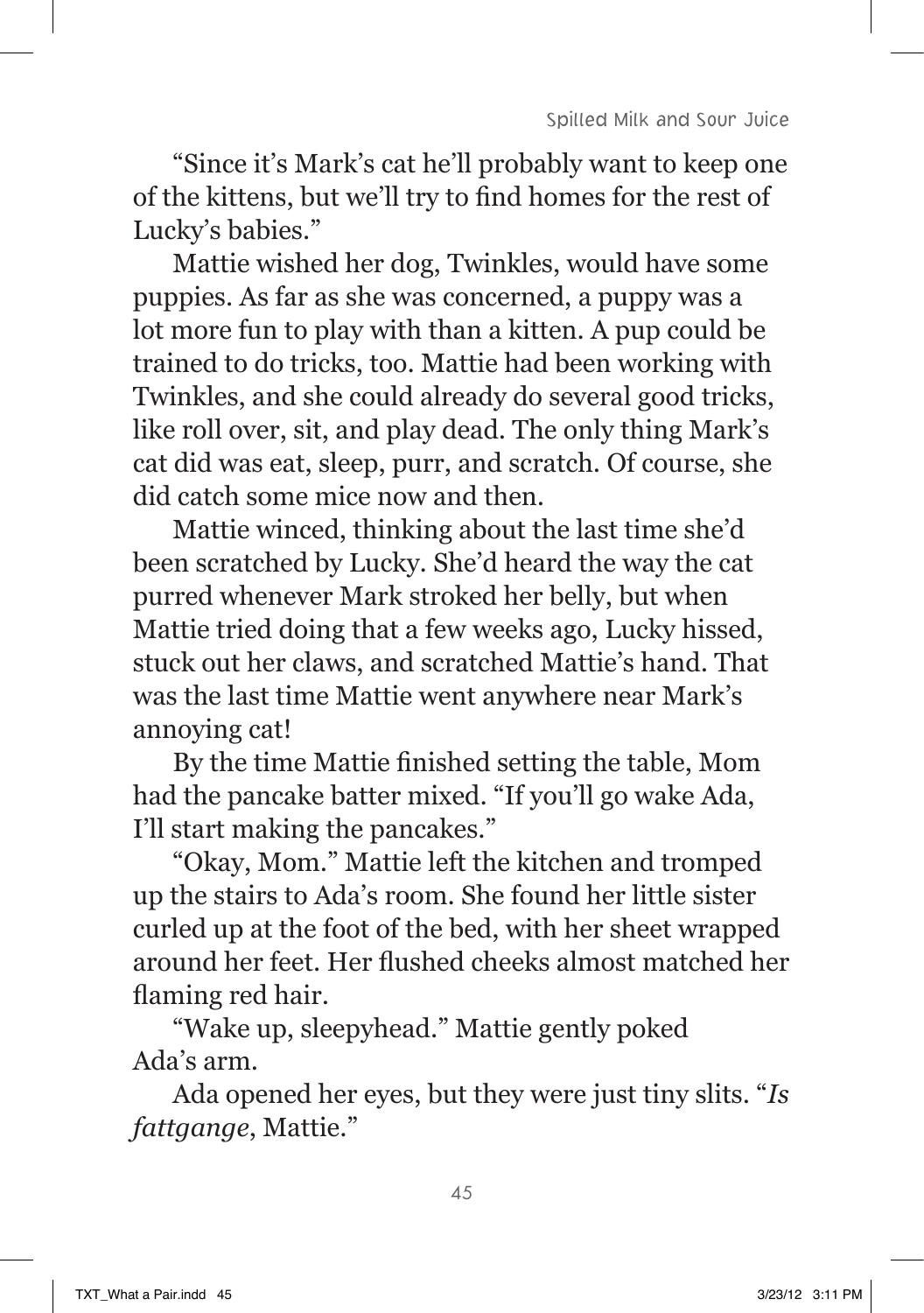"Since it's Mark's cat he'll probably want to keep one of the kittens, but we'll try to find homes for the rest of Lucky's babies."

Mattie wished her dog, Twinkles, would have some puppies. As far as she was concerned, a puppy was a lot more fun to play with than a kitten. A pup could be trained to do tricks, too. Mattie had been working with Twinkles, and she could already do several good tricks, like roll over, sit, and play dead. The only thing Mark's cat did was eat, sleep, purr, and scratch. Of course, she did catch some mice now and then.

Mattie winced, thinking about the last time she'd been scratched by Lucky. She'd heard the way the cat purred whenever Mark stroked her belly, but when Mattie tried doing that a few weeks ago, Lucky hissed, stuck out her claws, and scratched Mattie's hand. That was the last time Mattie went anywhere near Mark's annoying cat!

By the time Mattie finished setting the table, Mom had the pancake batter mixed. "If you'll go wake Ada, I'll start making the pancakes."

"Okay, Mom." Mattie left the kitchen and tromped up the stairs to Ada's room. She found her little sister curled up at the foot of the bed, with her sheet wrapped around her feet. Her flushed cheeks almost matched her flaming red hair.

"Wake up, sleepyhead." Mattie gently poked Ada's arm.

Ada opened her eyes, but they were just tiny slits. "*Is fattgange*, Mattie."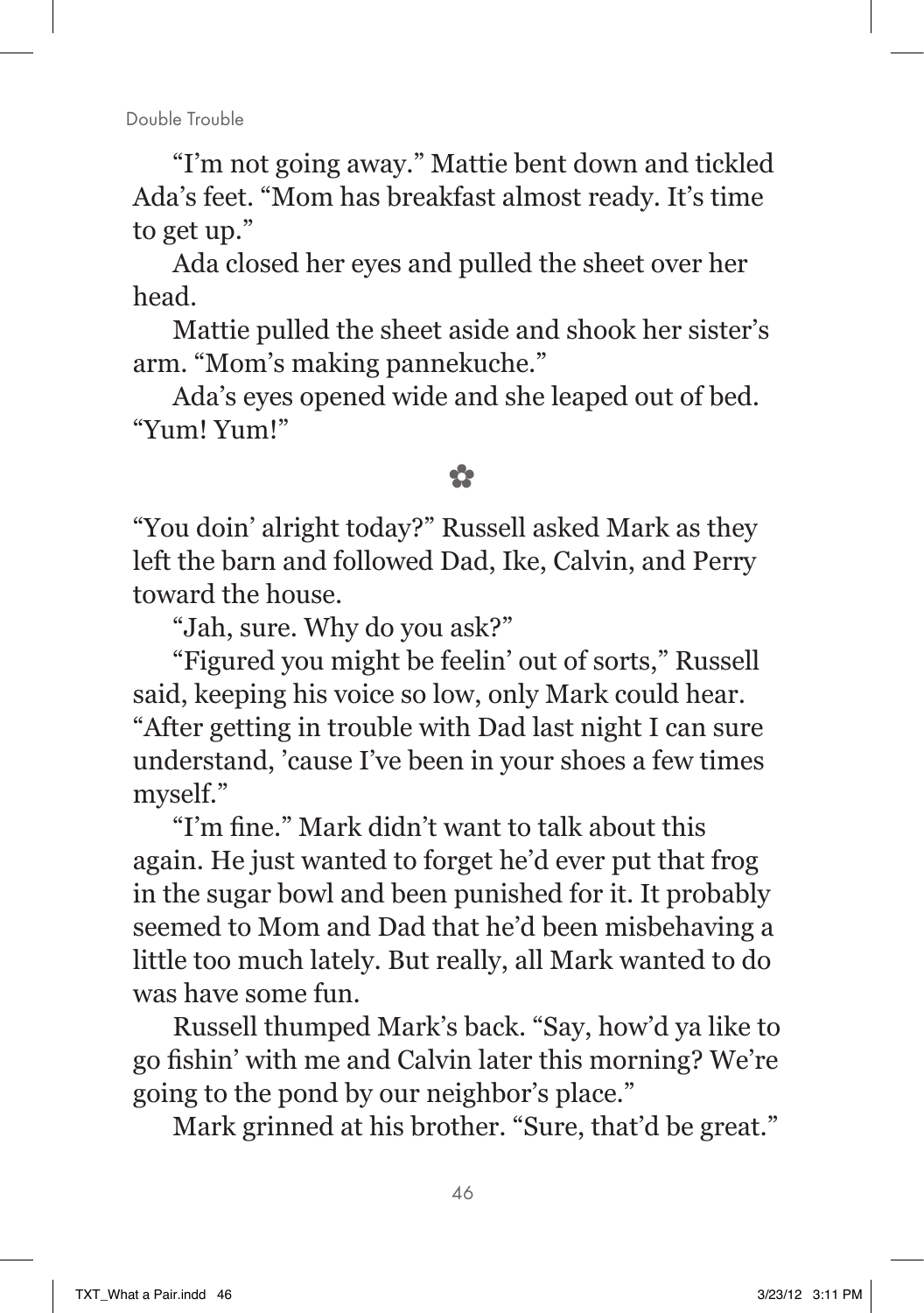"I'm not going away." Mattie bent down and tickled Ada's feet. "Mom has breakfast almost ready. It's time to get up."

Ada closed her eyes and pulled the sheet over her head.

Mattie pulled the sheet aside and shook her sister's arm. "Mom's making pannekuche."

Ada's eyes opened wide and she leaped out of bed. "Yum! Yum!"

✿

"You doin' alright today?" Russell asked Mark as they left the barn and followed Dad, Ike, Calvin, and Perry toward the house.

"Jah, sure. Why do you ask?"

"Figured you might be feelin' out of sorts," Russell said, keeping his voice so low, only Mark could hear. "After getting in trouble with Dad last night I can sure understand, 'cause I've been in your shoes a few times myself."

"I'm fine." Mark didn't want to talk about this again. He just wanted to forget he'd ever put that frog in the sugar bowl and been punished for it. It probably seemed to Mom and Dad that he'd been misbehaving a little too much lately. But really, all Mark wanted to do was have some fun.

Russell thumped Mark's back. "Say, how'd ya like to go fishin' with me and Calvin later this morning? We're going to the pond by our neighbor's place."

Mark grinned at his brother. "Sure, that'd be great."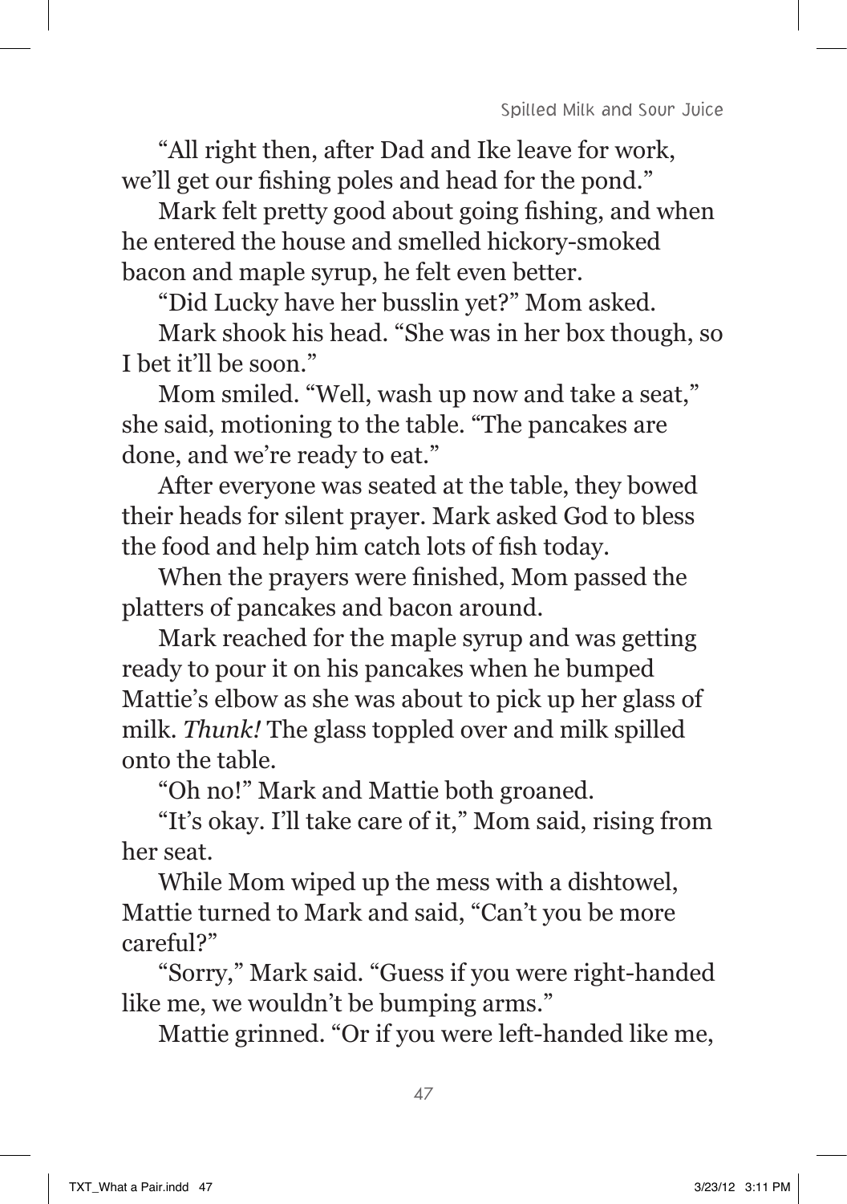"All right then, after Dad and Ike leave for work, we'll get our fishing poles and head for the pond."

Mark felt pretty good about going fishing, and when he entered the house and smelled hickory-smoked bacon and maple syrup, he felt even better.

"Did Lucky have her busslin yet?" Mom asked.

Mark shook his head. "She was in her box though, so I bet it'll be soon."

Mom smiled. "Well, wash up now and take a seat," she said, motioning to the table. "The pancakes are done, and we're ready to eat."

After everyone was seated at the table, they bowed their heads for silent prayer. Mark asked God to bless the food and help him catch lots of fish today.

When the prayers were finished, Mom passed the platters of pancakes and bacon around.

Mark reached for the maple syrup and was getting ready to pour it on his pancakes when he bumped Mattie's elbow as she was about to pick up her glass of milk. *Thunk!* The glass toppled over and milk spilled onto the table.

"Oh no!" Mark and Mattie both groaned.

"It's okay. I'll take care of it," Mom said, rising from her seat.

While Mom wiped up the mess with a dishtowel, Mattie turned to Mark and said, "Can't you be more careful?"

"Sorry," Mark said. "Guess if you were right-handed like me, we wouldn't be bumping arms."

Mattie grinned. "Or if you were left-handed like me,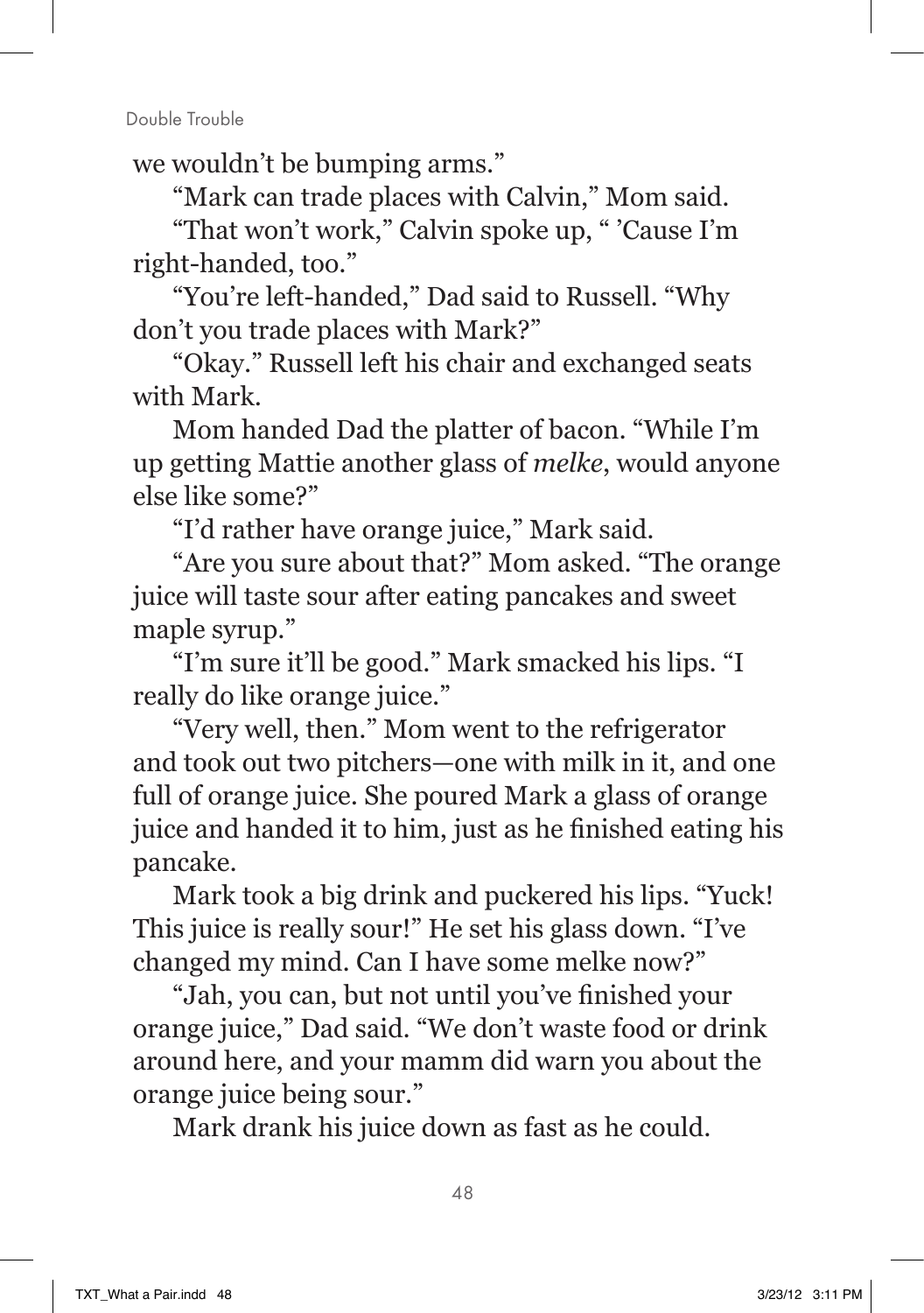we wouldn't be bumping arms."

"Mark can trade places with Calvin," Mom said.

"That won't work," Calvin spoke up, " 'Cause I'm right-handed, too."

"You're left-handed," Dad said to Russell. "Why don't you trade places with Mark?"

"Okay." Russell left his chair and exchanged seats with Mark.

Mom handed Dad the platter of bacon. "While I'm up getting Mattie another glass of *melke*, would anyone else like some?"

"I'd rather have orange juice," Mark said.

"Are you sure about that?" Mom asked. "The orange juice will taste sour after eating pancakes and sweet maple syrup."

"I'm sure it'll be good." Mark smacked his lips. "I really do like orange juice."

"Very well, then." Mom went to the refrigerator and took out two pitchers—one with milk in it, and one full of orange juice. She poured Mark a glass of orange juice and handed it to him, just as he finished eating his pancake.

Mark took a big drink and puckered his lips. "Yuck! This juice is really sour!" He set his glass down. "I've changed my mind. Can I have some melke now?"

"Jah, you can, but not until you've finished your orange juice," Dad said. "We don't waste food or drink around here, and your mamm did warn you about the orange juice being sour."

Mark drank his juice down as fast as he could.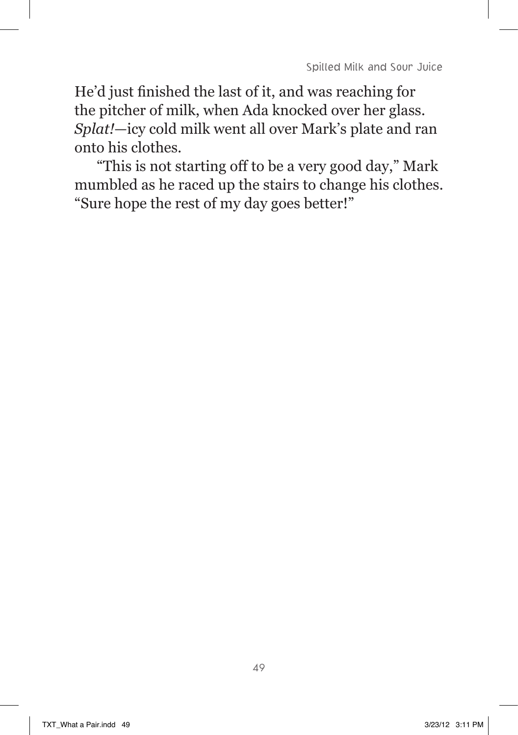He'd just finished the last of it, and was reaching for the pitcher of milk, when Ada knocked over her glass. *Splat!*—icy cold milk went all over Mark's plate and ran onto his clothes.

"This is not starting off to be a very good day," Mark mumbled as he raced up the stairs to change his clothes. "Sure hope the rest of my day goes better!"